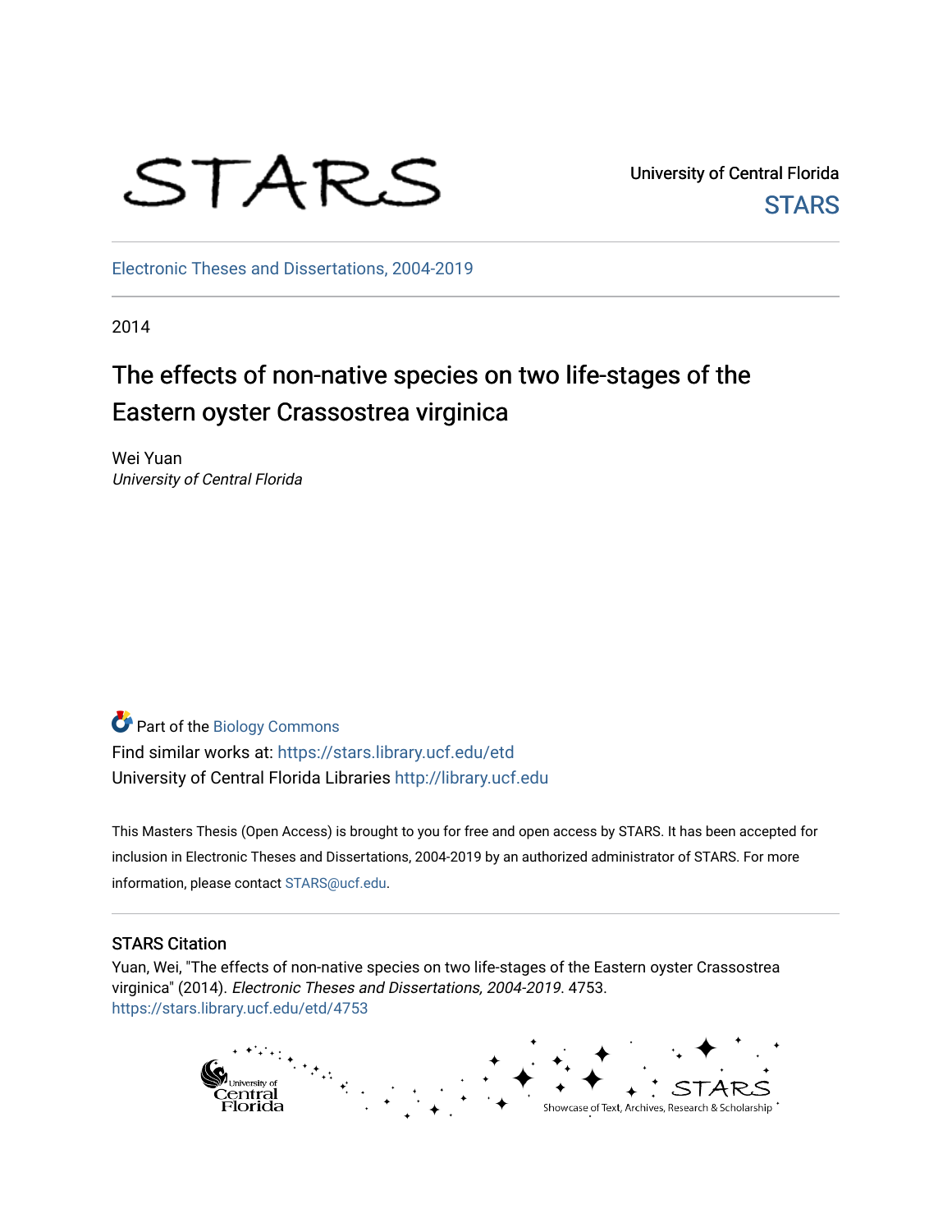STARS

University of Central Florida
STARS

Electronic Theses and Dissertations, 2004-2019

2014

# The effects of non-native species on two life-stages of the Eastern oyster Crassostrea virginica

Wei Yuan
*University of Central Florida*

Part of the Biology Commons
Find similar works at: https://stars.library.ucf.edu/etd
University of Central Florida Libraries http://library.ucf.edu

This Masters Thesis (Open Access) is brought to you for free and open access by STARS. It has been accepted for inclusion in Electronic Theses and Dissertations, 2004-2019 by an authorized administrator of STARS. For more information, please contact STARS@ucf.edu.

## STARS Citation

Yuan, Wei, "The effects of non-native species on two life-stages of the Eastern oyster Crassostrea virginica" (2014). *Electronic Theses and Dissertations, 2004-2019*. 4753.
https://stars.library.ucf.edu/etd/4753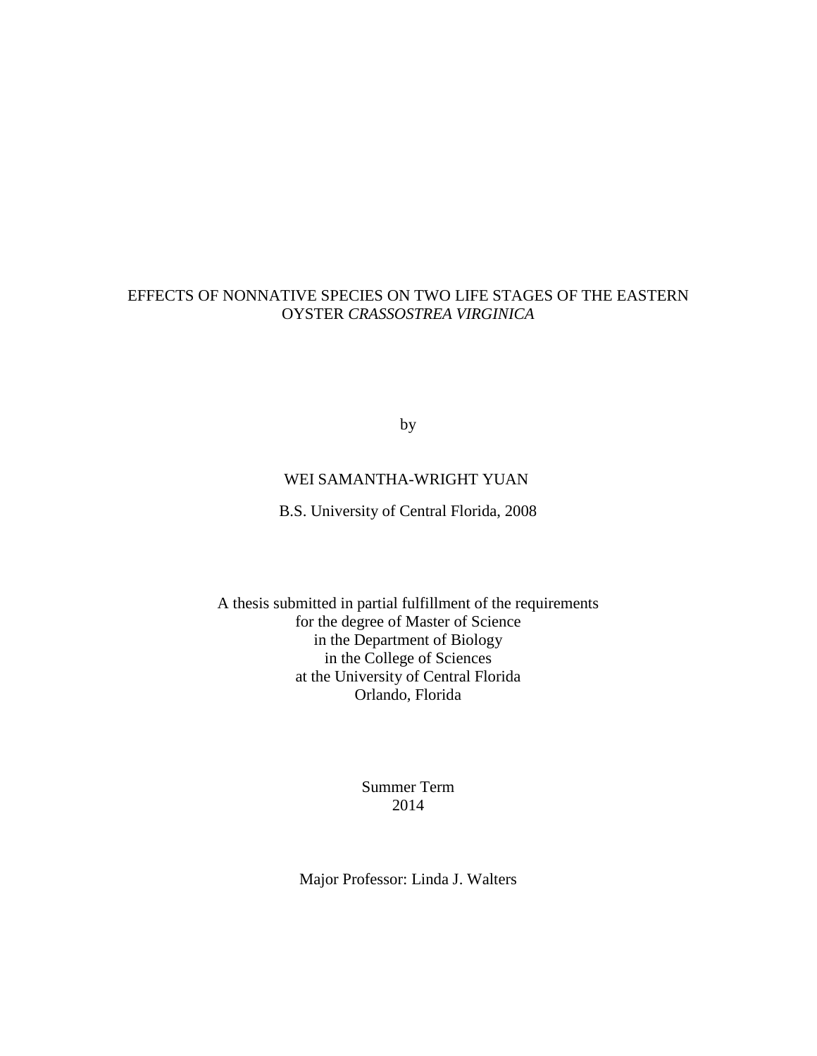# EFFECTS OF NONNATIVE SPECIES ON TWO LIFE STAGES OF THE EASTERN OYSTER *CRASSOSTREA VIRGINICA*

by

WEI SAMANTHA-WRIGHT YUAN

B.S. University of Central Florida, 2008

A thesis submitted in partial fulfillment of the requirements
for the degree of Master of Science
in the Department of Biology
in the College of Sciences
at the University of Central Florida
Orlando, Florida

Summer Term
2014

Major Professor: Linda J. Walters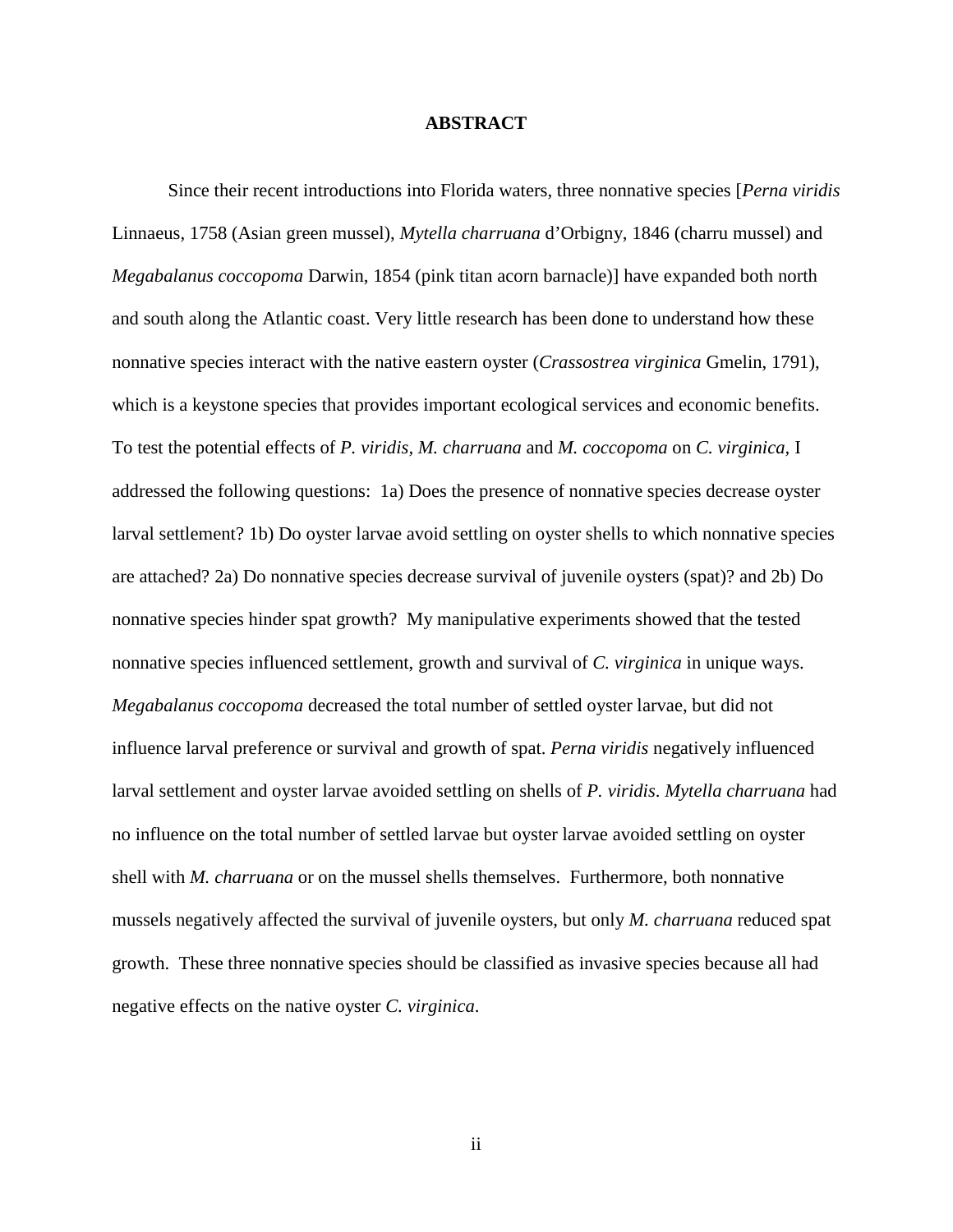# ABSTRACT

Since their recent introductions into Florida waters, three nonnative species [*Perna viridis* Linnaeus, 1758 (Asian green mussel), *Mytella charruana* d'Orbigny, 1846 (charru mussel) and *Megabalanus coccopoma* Darwin, 1854 (pink titan acorn barnacle)] have expanded both north and south along the Atlantic coast. Very little research has been done to understand how these nonnative species interact with the native eastern oyster (*Crassostrea virginica* Gmelin, 1791), which is a keystone species that provides important ecological services and economic benefits. To test the potential effects of *P. viridis, M. charruana* and *M. coccopoma* on *C. virginica,* I addressed the following questions: 1a) Does the presence of nonnative species decrease oyster larval settlement? 1b) Do oyster larvae avoid settling on oyster shells to which nonnative species are attached? 2a) Do nonnative species decrease survival of juvenile oysters (spat)? and 2b) Do nonnative species hinder spat growth? My manipulative experiments showed that the tested nonnative species influenced settlement, growth and survival of *C. virginica* in unique ways. *Megabalanus coccopoma* decreased the total number of settled oyster larvae, but did not influence larval preference or survival and growth of spat. *Perna viridis* negatively influenced larval settlement and oyster larvae avoided settling on shells of *P. viridis*. *Mytella charruana* had no influence on the total number of settled larvae but oyster larvae avoided settling on oyster shell with *M. charruana* or on the mussel shells themselves. Furthermore, both nonnative mussels negatively affected the survival of juvenile oysters, but only *M. charruana* reduced spat growth. These three nonnative species should be classified as invasive species because all had negative effects on the native oyster *C. virginica.*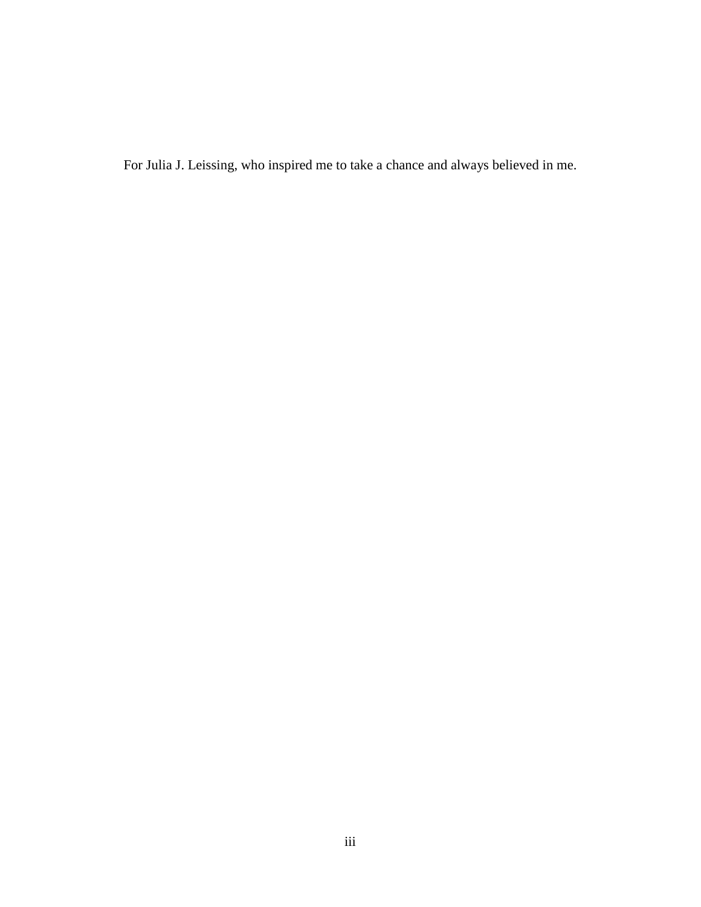For Julia J. Leissing, who inspired me to take a chance and always believed in me.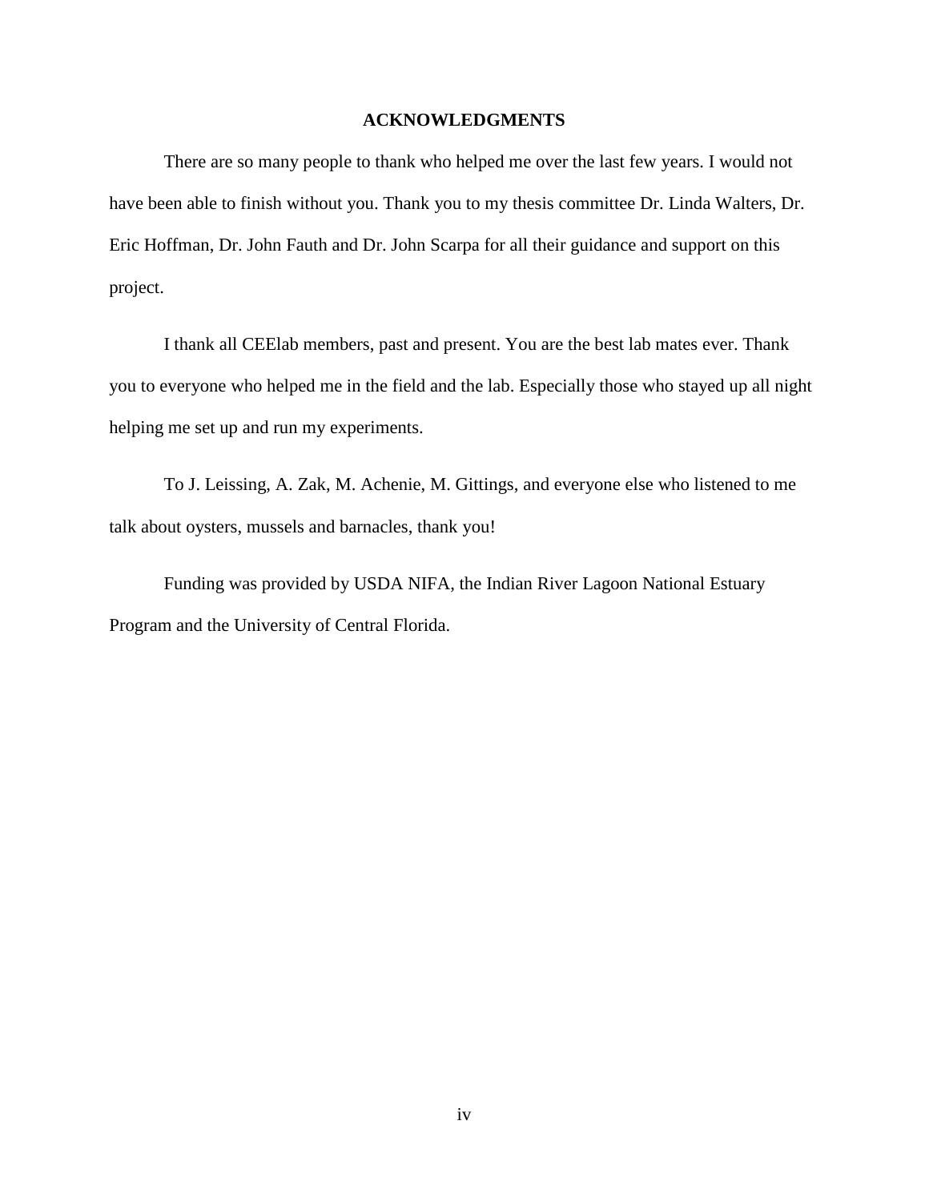# ACKNOWLEDGMENTS

There are so many people to thank who helped me over the last few years. I would not have been able to finish without you. Thank you to my thesis committee Dr. Linda Walters, Dr. Eric Hoffman, Dr. John Fauth and Dr. John Scarpa for all their guidance and support on this project.

I thank all CEElab members, past and present. You are the best lab mates ever. Thank you to everyone who helped me in the field and the lab. Especially those who stayed up all night helping me set up and run my experiments.

To J. Leissing, A. Zak, M. Achenie, M. Gittings, and everyone else who listened to me talk about oysters, mussels and barnacles, thank you!

Funding was provided by USDA NIFA, the Indian River Lagoon National Estuary Program and the University of Central Florida.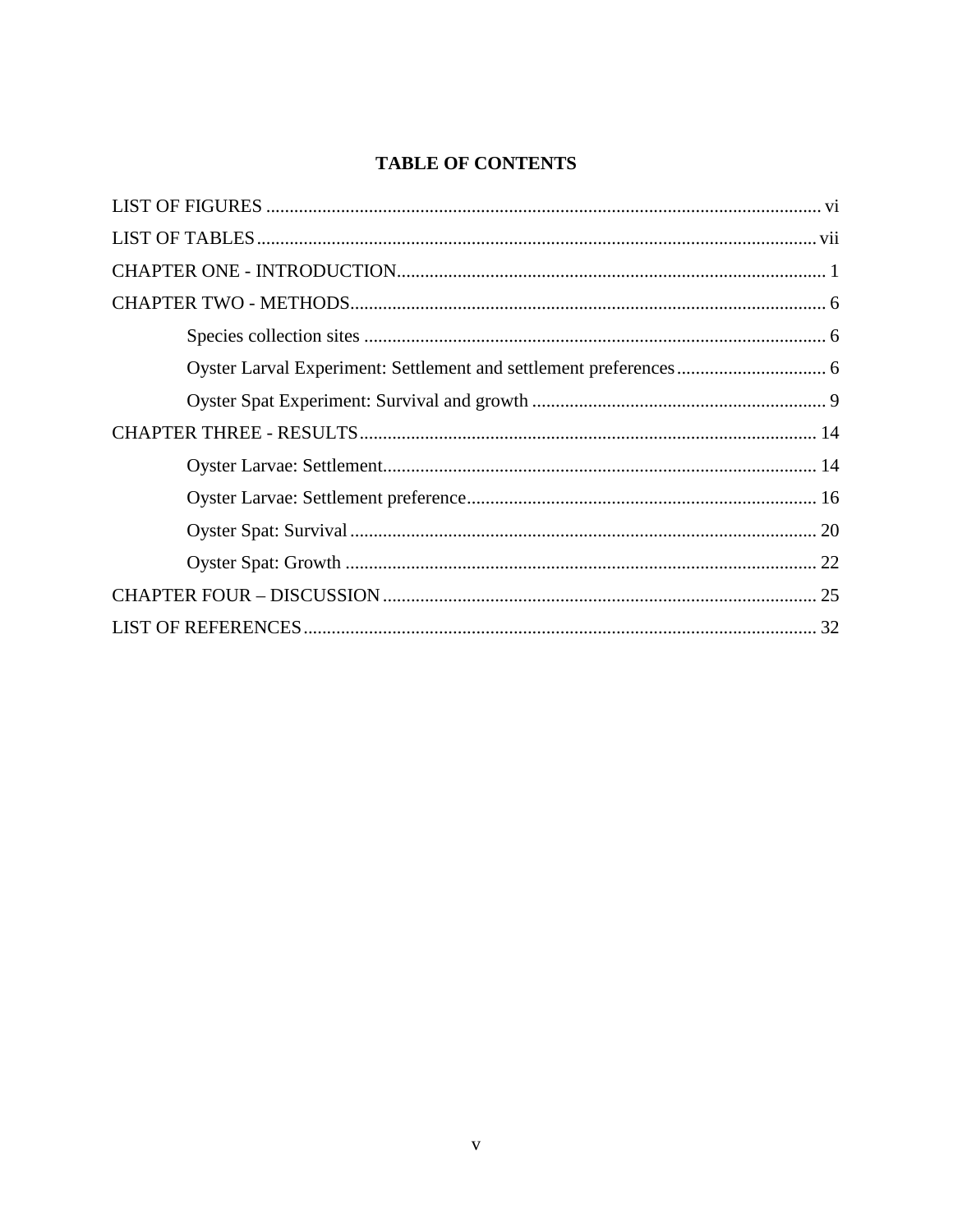# TABLE OF CONTENTS

LIST OF FIGURES ........................................................................................................................ vi

LIST OF TABLES ........................................................................................................................ vii

CHAPTER ONE - INTRODUCTION ........................................................................................... 1

CHAPTER TWO - METHODS ..................................................................................................... 6

- Species collection sites ................................................................................................... 6
- Oyster Larval Experiment: Settlement and settlement preferences ................................ 6
- Oyster Spat Experiment: Survival and growth ............................................................... 9

CHAPTER THREE - RESULTS .................................................................................................. 14

- Oyster Larvae: Settlement ............................................................................................. 14
- Oyster Larvae: Settlement preference ........................................................................... 16
- Oyster Spat: Survival .................................................................................................... 20
- Oyster Spat: Growth ..................................................................................................... 22

CHAPTER FOUR – DISCUSSION ............................................................................................. 25

LIST OF REFERENCES .............................................................................................................. 32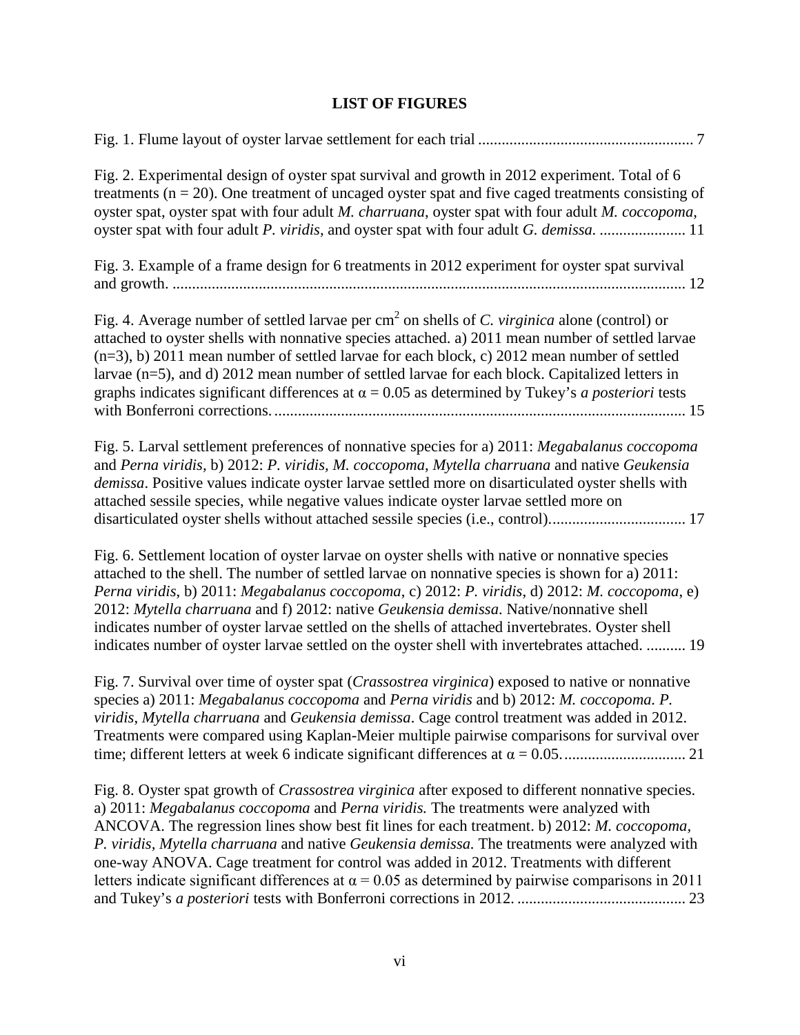# LIST OF FIGURES

Fig. 1. Flume layout of oyster larvae settlement for each trial ....................................................... 7

Fig. 2. Experimental design of oyster spat survival and growth in 2012 experiment. Total of 6 treatments (n = 20). One treatment of uncaged oyster spat and five caged treatments consisting of oyster spat, oyster spat with four adult *M. charruana*, oyster spat with four adult *M. coccopoma*, oyster spat with four adult *P. viridis*, and oyster spat with four adult *G. demissa*. ...................... 11

Fig. 3. Example of a frame design for 6 treatments in 2012 experiment for oyster spat survival and growth. .................................................................................................................................. 12

Fig. 4. Average number of settled larvae per $cm^2$ on shells of *C. virginica* alone (control) or attached to oyster shells with nonnative species attached. a) 2011 mean number of settled larvae (n=3), b) 2011 mean number of settled larvae for each block, c) 2012 mean number of settled larvae (n=5), and d) 2012 mean number of settled larvae for each block. Capitalized letters in graphs indicates significant differences at $\alpha = 0.05$ as determined by Tukey's *a posteriori* tests with Bonferroni corrections. ......................................................................................................... 15

Fig. 5. Larval settlement preferences of nonnative species for a) 2011: *Megabalanus coccopoma* and *Perna viridis,* b) 2012: *P. viridis, M. coccopoma*, *Mytella charruana* and native *Geukensia demissa*. Positive values indicate oyster larvae settled more on disarticulated oyster shells with attached sessile species, while negative values indicate oyster larvae settled more on disarticulated oyster shells without attached sessile species (i.e., control).................................. 17

Fig. 6. Settlement location of oyster larvae on oyster shells with native or nonnative species attached to the shell. The number of settled larvae on nonnative species is shown for a) 2011: *Perna viridis*, b) 2011: *Megabalanus coccopoma*, c) 2012: *P. viridis*, d) 2012: *M. coccopoma*, e) 2012: *Mytella charruana* and f) 2012: native *Geukensia demissa*. Native/nonnative shell indicates number of oyster larvae settled on the shells of attached invertebrates. Oyster shell indicates number of oyster larvae settled on the oyster shell with invertebrates attached. .......... 19

Fig. 7. Survival over time of oyster spat (*Crassostrea virginica*) exposed to native or nonnative species a) 2011: *Megabalanus coccopoma* and *Perna viridis* and b) 2012: *M. coccopoma. P. viridis*, *Mytella charruana* and *Geukensia demissa*. Cage control treatment was added in 2012. Treatments were compared using Kaplan-Meier multiple pairwise comparisons for survival over time; different letters at week 6 indicate significant differences at $\alpha = 0.05$. .............................. 21

Fig. 8. Oyster spat growth of *Crassostrea virginica* after exposed to different nonnative species. a) 2011: *Megabalanus coccopoma* and *Perna viridis.* The treatments were analyzed with ANCOVA. The regression lines show best fit lines for each treatment. b) 2012: *M. coccopoma, P. viridis*, *Mytella charruana* and native *Geukensia demissa.* The treatments were analyzed with one-way ANOVA. Cage treatment for control was added in 2012. Treatments with different letters indicate significant differences at $\alpha = 0.05$ as determined by pairwise comparisons in 2011 and Tukey's *a posteriori* tests with Bonferroni corrections in 2012. ........................................... 23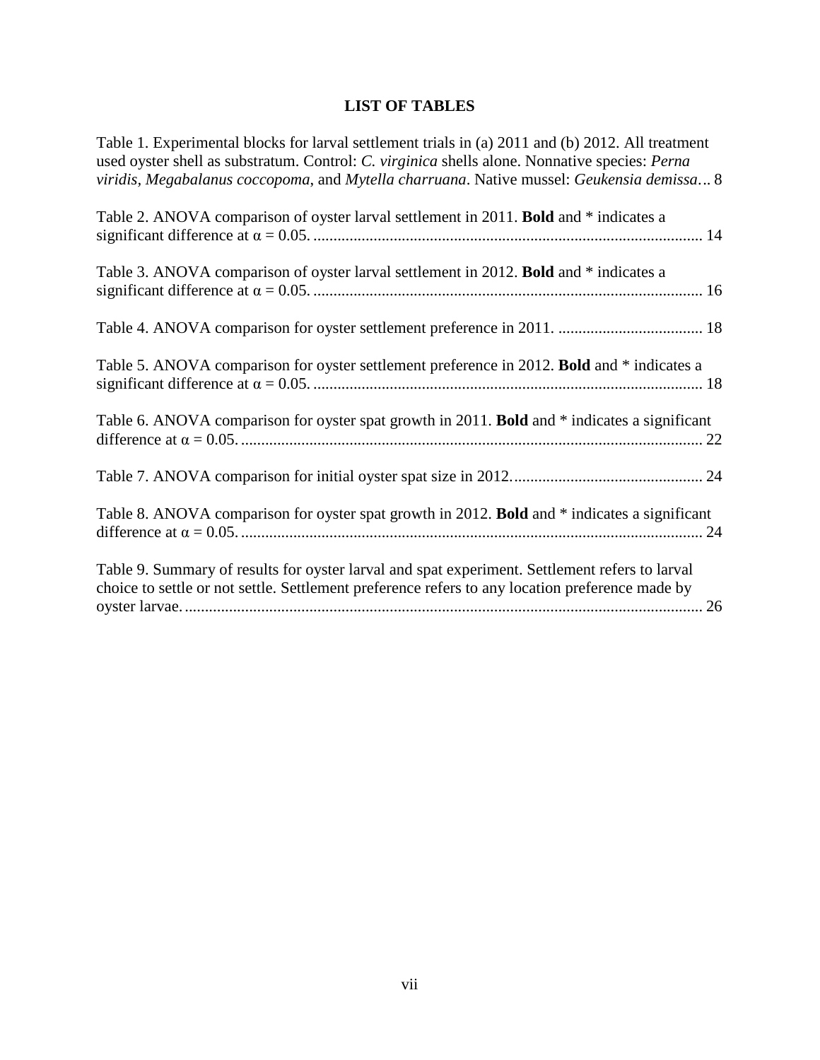# LIST OF TABLES

Table 1. Experimental blocks for larval settlement trials in (a) 2011 and (b) 2012. All treatment used oyster shell as substratum. Control: *C. virginica* shells alone. Nonnative species: *Perna viridis*, *Megabalanus coccopoma*, and *Mytella charruana*. Native mussel: *Geukensia demissa*... 8

Table 2. ANOVA comparison of oyster larval settlement in 2011. **Bold** and * indicates a significant difference at $\alpha = 0.05$. ... 14

Table 3. ANOVA comparison of oyster larval settlement in 2012. **Bold** and * indicates a significant difference at $\alpha = 0.05$. ... 16

Table 4. ANOVA comparison for oyster settlement preference in 2011. ... 18

Table 5. ANOVA comparison for oyster settlement preference in 2012. **Bold** and * indicates a significant difference at $\alpha = 0.05$. ... 18

Table 6. ANOVA comparison for oyster spat growth in 2011. **Bold** and * indicates a significant difference at $\alpha = 0.05$. ... 22

Table 7. ANOVA comparison for initial oyster spat size in 2012. ... 24

Table 8. ANOVA comparison for oyster spat growth in 2012. **Bold** and * indicates a significant difference at $\alpha = 0.05$. ... 24

Table 9. Summary of results for oyster larval and spat experiment. Settlement refers to larval choice to settle or not settle. Settlement preference refers to any location preference made by oyster larvae. ... 26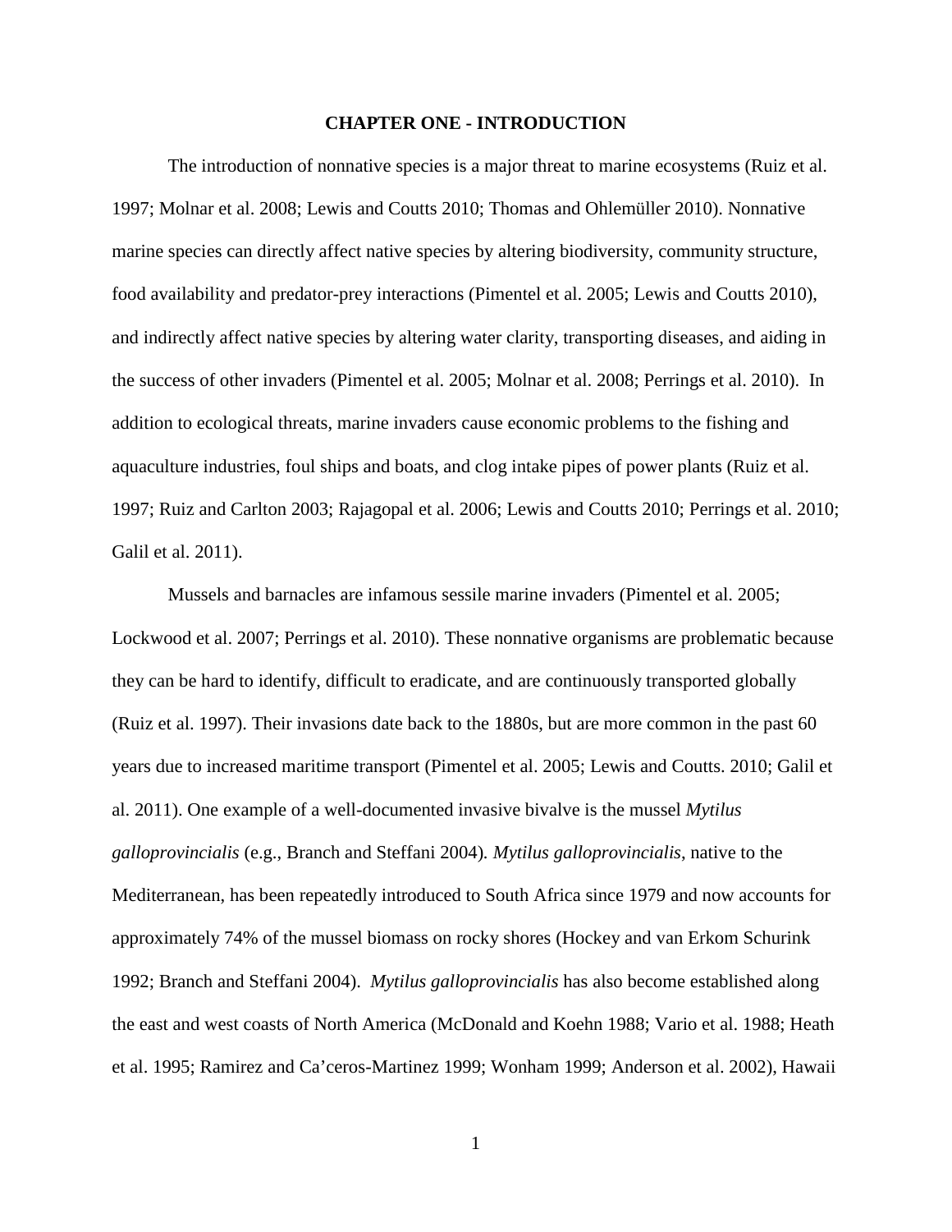# CHAPTER ONE - INTRODUCTION

The introduction of nonnative species is a major threat to marine ecosystems (Ruiz et al. 1997; Molnar et al. 2008; Lewis and Coutts 2010; Thomas and Ohlemüller 2010). Nonnative marine species can directly affect native species by altering biodiversity, community structure, food availability and predator-prey interactions (Pimentel et al. 2005; Lewis and Coutts 2010), and indirectly affect native species by altering water clarity, transporting diseases, and aiding in the success of other invaders (Pimentel et al. 2005; Molnar et al. 2008; Perrings et al. 2010). In addition to ecological threats, marine invaders cause economic problems to the fishing and aquaculture industries, foul ships and boats, and clog intake pipes of power plants (Ruiz et al. 1997; Ruiz and Carlton 2003; Rajagopal et al. 2006; Lewis and Coutts 2010; Perrings et al. 2010; Galil et al. 2011).

Mussels and barnacles are infamous sessile marine invaders (Pimentel et al. 2005; Lockwood et al. 2007; Perrings et al. 2010). These nonnative organisms are problematic because they can be hard to identify, difficult to eradicate, and are continuously transported globally (Ruiz et al. 1997). Their invasions date back to the 1880s, but are more common in the past 60 years due to increased maritime transport (Pimentel et al. 2005; Lewis and Coutts. 2010; Galil et al. 2011). One example of a well-documented invasive bivalve is the mussel *Mytilus galloprovincialis* (e.g., Branch and Steffani 2004)*. Mytilus galloprovincialis*, native to the Mediterranean, has been repeatedly introduced to South Africa since 1979 and now accounts for approximately 74% of the mussel biomass on rocky shores (Hockey and van Erkom Schurink 1992; Branch and Steffani 2004). *Mytilus galloprovincialis* has also become established along the east and west coasts of North America (McDonald and Koehn 1988; Vario et al. 1988; Heath et al. 1995; Ramirez and Ca'ceros-Martinez 1999; Wonham 1999; Anderson et al. 2002), Hawaii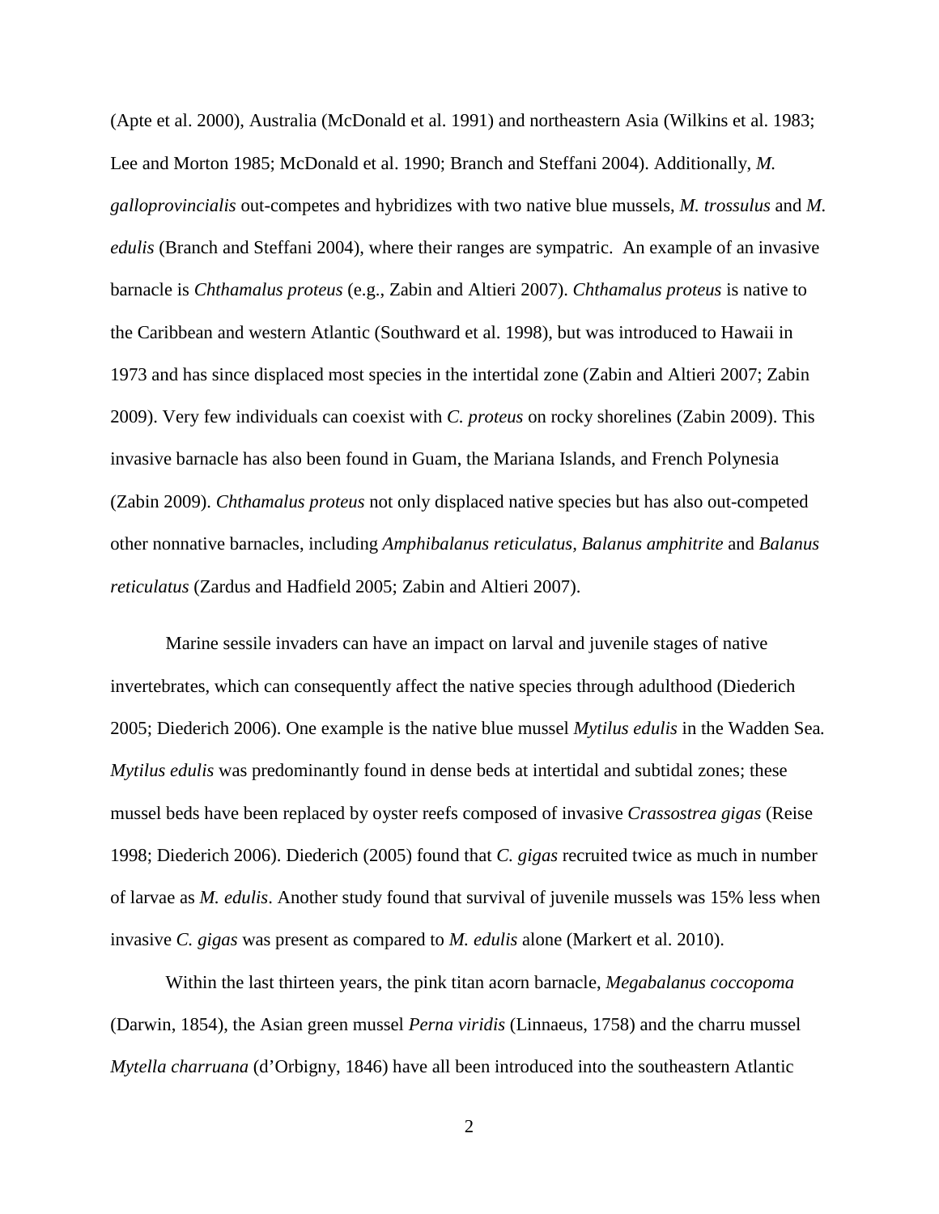(Apte et al. 2000), Australia (McDonald et al. 1991) and northeastern Asia (Wilkins et al. 1983; Lee and Morton 1985; McDonald et al. 1990; Branch and Steffani 2004). Additionally, *M. galloprovincialis* out-competes and hybridizes with two native blue mussels, *M. trossulus* and *M. edulis* (Branch and Steffani 2004), where their ranges are sympatric. An example of an invasive barnacle is *Chthamalus proteus* (e.g., Zabin and Altieri 2007). *Chthamalus proteus* is native to the Caribbean and western Atlantic (Southward et al. 1998), but was introduced to Hawaii in 1973 and has since displaced most species in the intertidal zone (Zabin and Altieri 2007; Zabin 2009). Very few individuals can coexist with *C. proteus* on rocky shorelines (Zabin 2009). This invasive barnacle has also been found in Guam, the Mariana Islands, and French Polynesia (Zabin 2009). *Chthamalus proteus* not only displaced native species but has also out-competed other nonnative barnacles, including *Amphibalanus reticulatus, Balanus amphitrite* and *Balanus reticulatus* (Zardus and Hadfield 2005; Zabin and Altieri 2007).

Marine sessile invaders can have an impact on larval and juvenile stages of native invertebrates, which can consequently affect the native species through adulthood (Diederich 2005; Diederich 2006). One example is the native blue mussel *Mytilus edulis* in the Wadden Sea. *Mytilus edulis* was predominantly found in dense beds at intertidal and subtidal zones; these mussel beds have been replaced by oyster reefs composed of invasive *Crassostrea gigas* (Reise 1998; Diederich 2006). Diederich (2005) found that *C. gigas* recruited twice as much in number of larvae as *M. edulis*. Another study found that survival of juvenile mussels was 15% less when invasive *C. gigas* was present as compared to *M. edulis* alone (Markert et al. 2010).

Within the last thirteen years, the pink titan acorn barnacle, *Megabalanus coccopoma* (Darwin, 1854), the Asian green mussel *Perna viridis* (Linnaeus, 1758) and the charru mussel *Mytella charruana* (d'Orbigny, 1846) have all been introduced into the southeastern Atlantic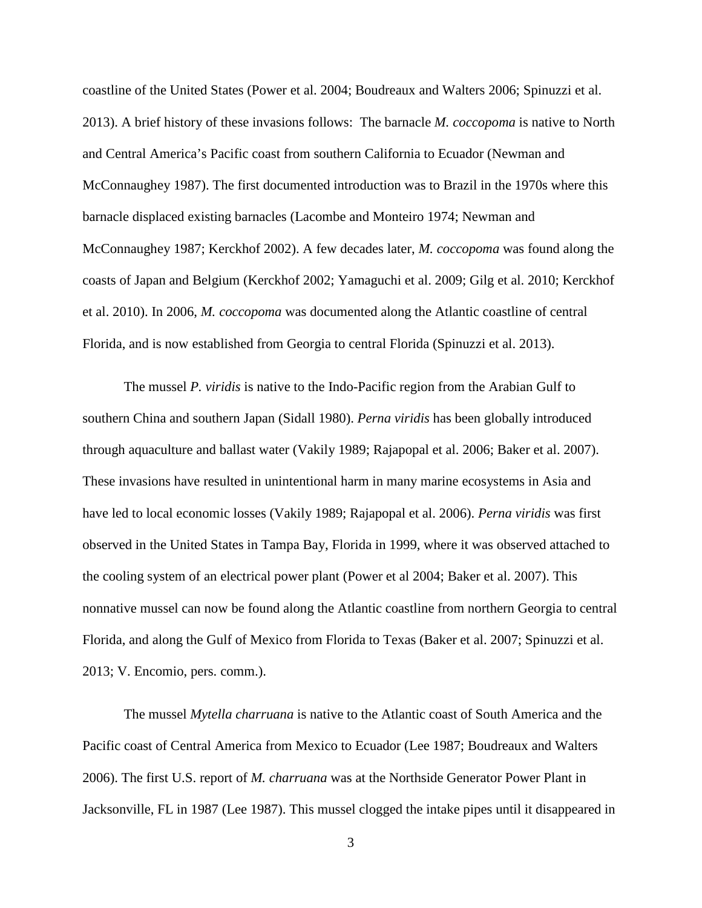coastline of the United States (Power et al. 2004; Boudreaux and Walters 2006; Spinuzzi et al. 2013). A brief history of these invasions follows: The barnacle *M. coccopoma* is native to North and Central America's Pacific coast from southern California to Ecuador (Newman and McConnaughey 1987). The first documented introduction was to Brazil in the 1970s where this barnacle displaced existing barnacles (Lacombe and Monteiro 1974; Newman and McConnaughey 1987; Kerckhof 2002). A few decades later, *M. coccopoma* was found along the coasts of Japan and Belgium (Kerckhof 2002; Yamaguchi et al. 2009; Gilg et al. 2010; Kerckhof et al. 2010). In 2006, *M. coccopoma* was documented along the Atlantic coastline of central Florida, and is now established from Georgia to central Florida (Spinuzzi et al. 2013).

The mussel *P. viridis* is native to the Indo-Pacific region from the Arabian Gulf to southern China and southern Japan (Sidall 1980). *Perna viridis* has been globally introduced through aquaculture and ballast water (Vakily 1989; Rajapopal et al. 2006; Baker et al. 2007). These invasions have resulted in unintentional harm in many marine ecosystems in Asia and have led to local economic losses (Vakily 1989; Rajapopal et al. 2006). *Perna viridis* was first observed in the United States in Tampa Bay, Florida in 1999, where it was observed attached to the cooling system of an electrical power plant (Power et al 2004; Baker et al. 2007). This nonnative mussel can now be found along the Atlantic coastline from northern Georgia to central Florida, and along the Gulf of Mexico from Florida to Texas (Baker et al. 2007; Spinuzzi et al. 2013; V. Encomio, pers. comm.).

The mussel *Mytella charruana* is native to the Atlantic coast of South America and the Pacific coast of Central America from Mexico to Ecuador (Lee 1987; Boudreaux and Walters 2006). The first U.S. report of *M. charruana* was at the Northside Generator Power Plant in Jacksonville, FL in 1987 (Lee 1987). This mussel clogged the intake pipes until it disappeared in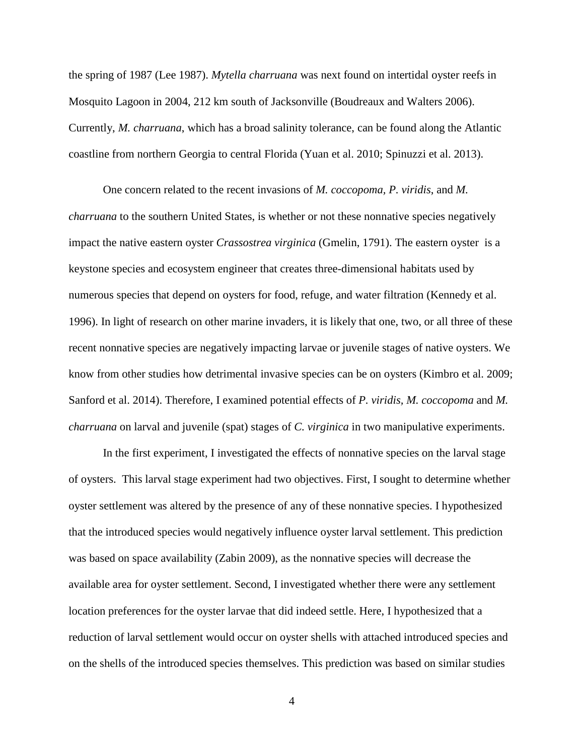the spring of 1987 (Lee 1987). *Mytella charruana* was next found on intertidal oyster reefs in Mosquito Lagoon in 2004, 212 km south of Jacksonville (Boudreaux and Walters 2006). Currently, *M. charruana*, which has a broad salinity tolerance, can be found along the Atlantic coastline from northern Georgia to central Florida (Yuan et al. 2010; Spinuzzi et al. 2013).

One concern related to the recent invasions of *M. coccopoma, P. viridis*, and *M. charruana* to the southern United States, is whether or not these nonnative species negatively impact the native eastern oyster *Crassostrea virginica* (Gmelin, 1791). The eastern oyster is a keystone species and ecosystem engineer that creates three-dimensional habitats used by numerous species that depend on oysters for food, refuge, and water filtration (Kennedy et al. 1996). In light of research on other marine invaders, it is likely that one, two, or all three of these recent nonnative species are negatively impacting larvae or juvenile stages of native oysters. We know from other studies how detrimental invasive species can be on oysters (Kimbro et al. 2009; Sanford et al. 2014). Therefore, I examined potential effects of *P. viridis, M. coccopoma* and *M. charruana* on larval and juvenile (spat) stages of *C. virginica* in two manipulative experiments.

In the first experiment, I investigated the effects of nonnative species on the larval stage of oysters. This larval stage experiment had two objectives. First, I sought to determine whether oyster settlement was altered by the presence of any of these nonnative species. I hypothesized that the introduced species would negatively influence oyster larval settlement. This prediction was based on space availability (Zabin 2009), as the nonnative species will decrease the available area for oyster settlement. Second, I investigated whether there were any settlement location preferences for the oyster larvae that did indeed settle. Here, I hypothesized that a reduction of larval settlement would occur on oyster shells with attached introduced species and on the shells of the introduced species themselves. This prediction was based on similar studies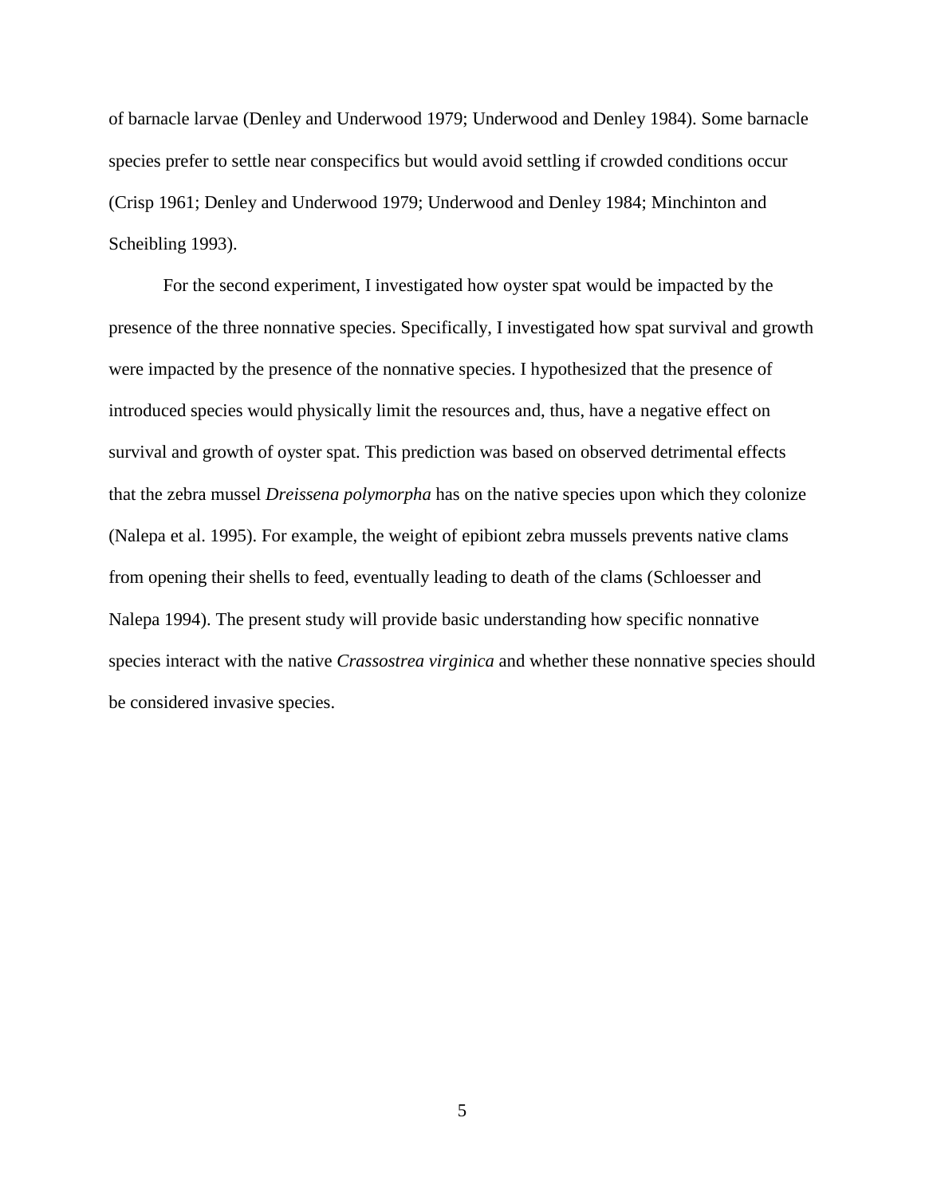of barnacle larvae (Denley and Underwood 1979; Underwood and Denley 1984). Some barnacle species prefer to settle near conspecifics but would avoid settling if crowded conditions occur (Crisp 1961; Denley and Underwood 1979; Underwood and Denley 1984; Minchinton and Scheibling 1993).

For the second experiment, I investigated how oyster spat would be impacted by the presence of the three nonnative species. Specifically, I investigated how spat survival and growth were impacted by the presence of the nonnative species. I hypothesized that the presence of introduced species would physically limit the resources and, thus, have a negative effect on survival and growth of oyster spat. This prediction was based on observed detrimental effects that the zebra mussel *Dreissena polymorpha* has on the native species upon which they colonize (Nalepa et al. 1995). For example, the weight of epibiont zebra mussels prevents native clams from opening their shells to feed, eventually leading to death of the clams (Schloesser and Nalepa 1994). The present study will provide basic understanding how specific nonnative species interact with the native *Crassostrea virginica* and whether these nonnative species should be considered invasive species.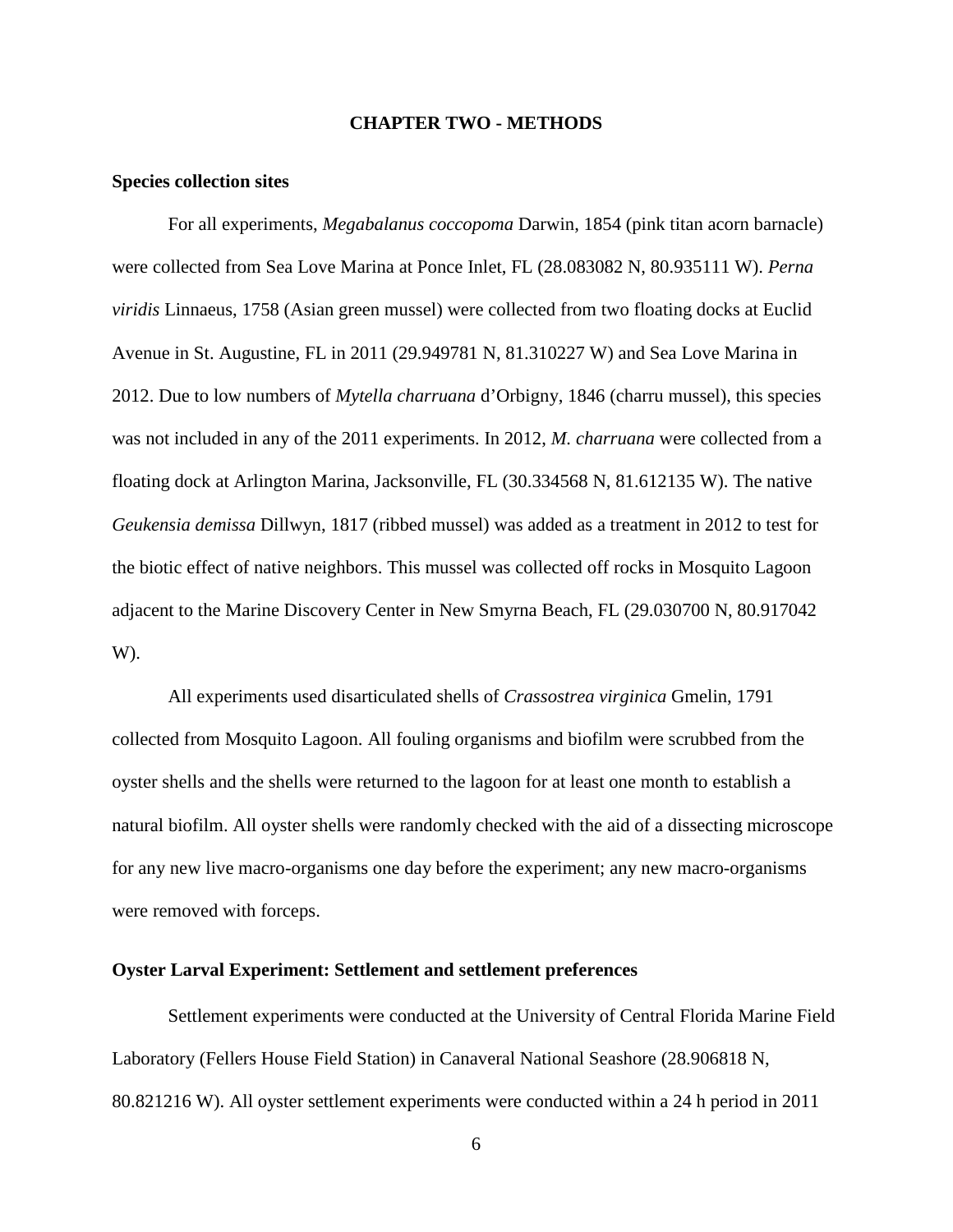# CHAPTER TWO - METHODS

## Species collection sites

For all experiments, *Megabalanus coccopoma* Darwin, 1854 (pink titan acorn barnacle) were collected from Sea Love Marina at Ponce Inlet, FL (28.083082 N, 80.935111 W). *Perna viridis* Linnaeus, 1758 (Asian green mussel) were collected from two floating docks at Euclid Avenue in St. Augustine, FL in 2011 (29.949781 N, 81.310227 W) and Sea Love Marina in 2012. Due to low numbers of *Mytella charruana* d'Orbigny, 1846 (charru mussel), this species was not included in any of the 2011 experiments. In 2012, *M. charruana* were collected from a floating dock at Arlington Marina, Jacksonville, FL (30.334568 N, 81.612135 W). The native *Geukensia demissa* Dillwyn, 1817 (ribbed mussel) was added as a treatment in 2012 to test for the biotic effect of native neighbors. This mussel was collected off rocks in Mosquito Lagoon adjacent to the Marine Discovery Center in New Smyrna Beach, FL (29.030700 N, 80.917042 W).

All experiments used disarticulated shells of *Crassostrea virginica* Gmelin, 1791 collected from Mosquito Lagoon. All fouling organisms and biofilm were scrubbed from the oyster shells and the shells were returned to the lagoon for at least one month to establish a natural biofilm. All oyster shells were randomly checked with the aid of a dissecting microscope for any new live macro-organisms one day before the experiment; any new macro-organisms were removed with forceps.

## Oyster Larval Experiment: Settlement and settlement preferences

Settlement experiments were conducted at the University of Central Florida Marine Field Laboratory (Fellers House Field Station) in Canaveral National Seashore (28.906818 N, 80.821216 W). All oyster settlement experiments were conducted within a 24 h period in 2011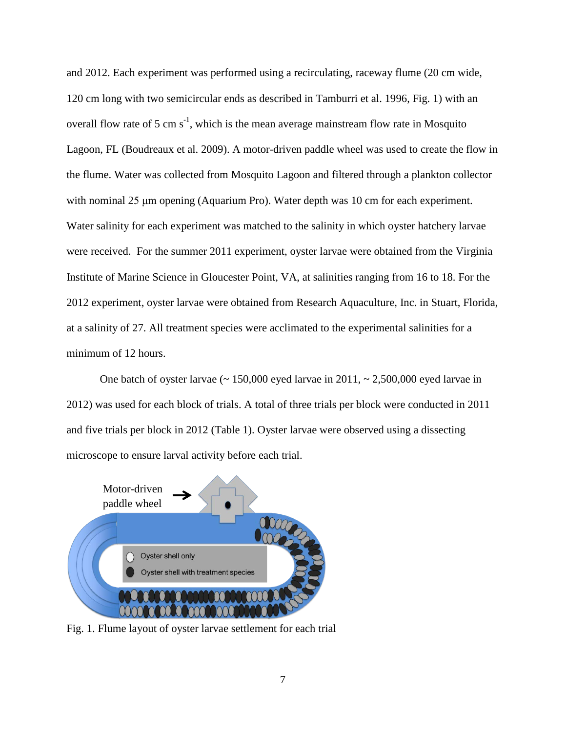and 2012. Each experiment was performed using a recirculating, raceway flume (20 cm wide, 120 cm long with two semicircular ends as described in Tamburri et al. 1996, Fig. 1) with an overall flow rate of 5 cm $s^{-1}$, which is the mean average mainstream flow rate in Mosquito Lagoon, FL (Boudreaux et al. 2009). A motor-driven paddle wheel was used to create the flow in the flume. Water was collected from Mosquito Lagoon and filtered through a plankton collector with nominal 25 μm opening (Aquarium Pro). Water depth was 10 cm for each experiment. Water salinity for each experiment was matched to the salinity in which oyster hatchery larvae were received. For the summer 2011 experiment, oyster larvae were obtained from the Virginia Institute of Marine Science in Gloucester Point, VA, at salinities ranging from 16 to 18. For the 2012 experiment, oyster larvae were obtained from Research Aquaculture, Inc. in Stuart, Florida, at a salinity of 27. All treatment species were acclimated to the experimental salinities for a minimum of 12 hours.

One batch of oyster larvae (~ 150,000 eyed larvae in 2011, ~ 2,500,000 eyed larvae in 2012) was used for each block of trials. A total of three trials per block were conducted in 2011 and five trials per block in 2012 (Table 1). Oyster larvae were observed using a dissecting microscope to ensure larval activity before each trial.

Motor-driven paddle wheel

Oyster shell only

Oyster shell with treatment species

Fig. 1. Flume layout of oyster larvae settlement for each trial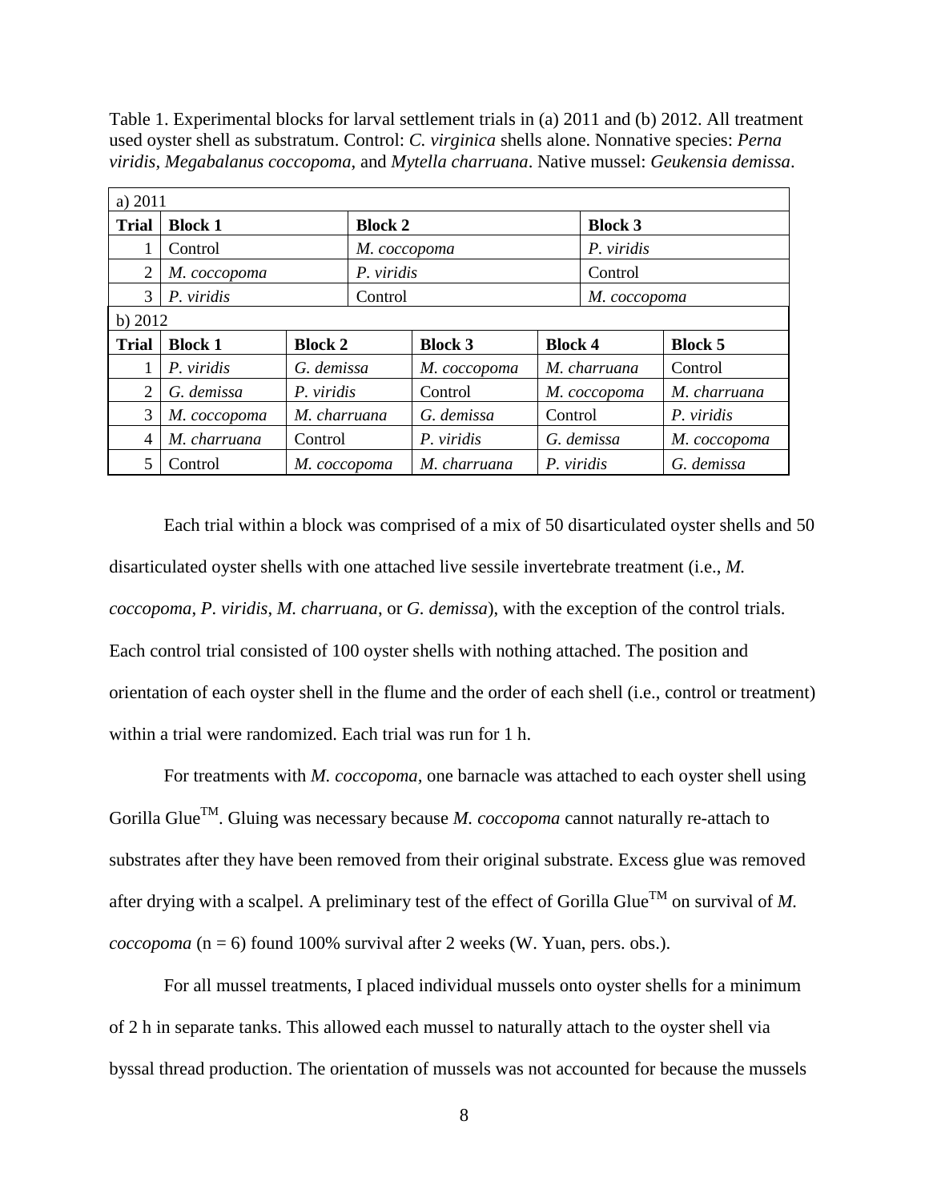Table 1. Experimental blocks for larval settlement trials in (a) 2011 and (b) 2012. All treatment used oyster shell as substratum. Control: *C. virginica* shells alone. Nonnative species: *Perna viridis*, *Megabalanus coccopoma*, and *Mytella charruana*. Native mussel: *Geukensia demissa*.

a) 2011

| Trial | Block 1 | Block 2 | Block 3 |
|---|---|---|---|
| 1 | Control | *M. coccopoma* | *P. viridis* |
| 2 | *M. coccopoma* | *P. viridis* | Control |
| 3 | *P. viridis* | Control | *M. coccopoma* |

b) 2012

| Trial | Block 1 | Block 2 | Block 3 | Block 4 | Block 5 |
|---|---|---|---|---|---|
| 1 | *P. viridis* | *G. demissa* | *M. coccopoma* | *M. charruana* | Control |
| 2 | *G. demissa* | *P. viridis* | Control | *M. coccopoma* | *M. charruana* |
| 3 | *M. coccopoma* | *M. charruana* | *G. demissa* | Control | *P. viridis* |
| 4 | *M. charruana* | Control | *P. viridis* | *G. demissa* | *M. coccopoma* |
| 5 | Control | *M. coccopoma* | *M. charruana* | *P. viridis* | *G. demissa* |

Each trial within a block was comprised of a mix of 50 disarticulated oyster shells and 50 disarticulated oyster shells with one attached live sessile invertebrate treatment (i.e., *M. coccopoma*, *P. viridis*, *M. charruana*, or *G. demissa*), with the exception of the control trials. Each control trial consisted of 100 oyster shells with nothing attached. The position and orientation of each oyster shell in the flume and the order of each shell (i.e., control or treatment) within a trial were randomized. Each trial was run for 1 h.

For treatments with *M. coccopoma*, one barnacle was attached to each oyster shell using Gorilla Glue™. Gluing was necessary because *M. coccopoma* cannot naturally re-attach to substrates after they have been removed from their original substrate. Excess glue was removed after drying with a scalpel. A preliminary test of the effect of Gorilla Glue™ on survival of *M. coccopoma* (n = 6) found 100% survival after 2 weeks (W. Yuan, pers. obs.).

For all mussel treatments, I placed individual mussels onto oyster shells for a minimum of 2 h in separate tanks. This allowed each mussel to naturally attach to the oyster shell via byssal thread production. The orientation of mussels was not accounted for because the mussels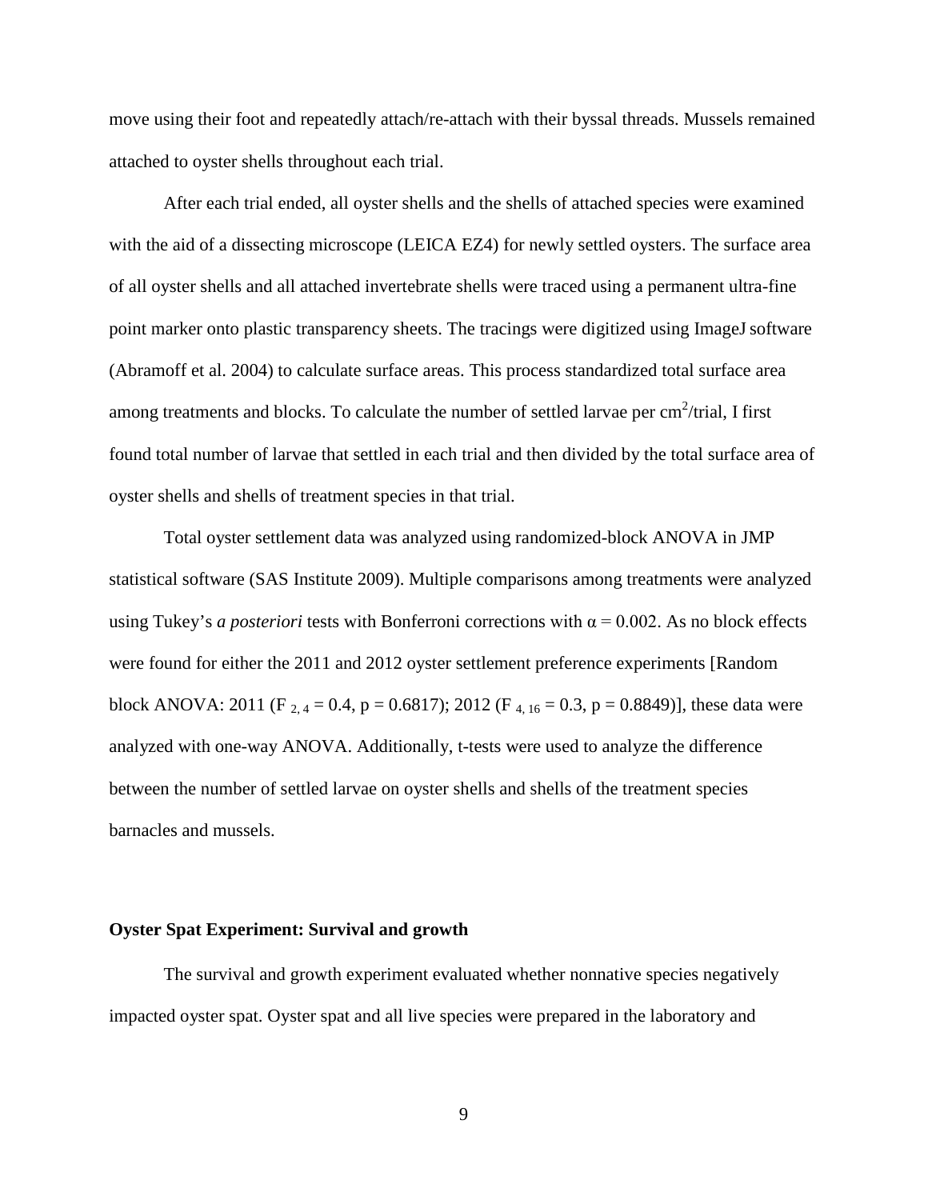move using their foot and repeatedly attach/re-attach with their byssal threads. Mussels remained attached to oyster shells throughout each trial.

After each trial ended, all oyster shells and the shells of attached species were examined with the aid of a dissecting microscope (LEICA EZ4) for newly settled oysters. The surface area of all oyster shells and all attached invertebrate shells were traced using a permanent ultra-fine point marker onto plastic transparency sheets. The tracings were digitized using ImageJ software (Abramoff et al. 2004) to calculate surface areas. This process standardized total surface area among treatments and blocks. To calculate the number of settled larvae per $cm^2$/trial, I first found total number of larvae that settled in each trial and then divided by the total surface area of oyster shells and shells of treatment species in that trial.

Total oyster settlement data was analyzed using randomized-block ANOVA in JMP statistical software (SAS Institute 2009). Multiple comparisons among treatments were analyzed using Tukey's *a posteriori* tests with Bonferroni corrections with $\alpha = 0.002$. As no block effects were found for either the 2011 and 2012 oyster settlement preference experiments [Random block ANOVA: 2011 ($F_{2, 4} = 0.4$, $p = 0.6817$); 2012 ($F_{4, 16} = 0.3$, $p = 0.8849$)], these data were analyzed with one-way ANOVA. Additionally, t-tests were used to analyze the difference between the number of settled larvae on oyster shells and shells of the treatment species barnacles and mussels.

### Oyster Spat Experiment: Survival and growth

The survival and growth experiment evaluated whether nonnative species negatively impacted oyster spat. Oyster spat and all live species were prepared in the laboratory and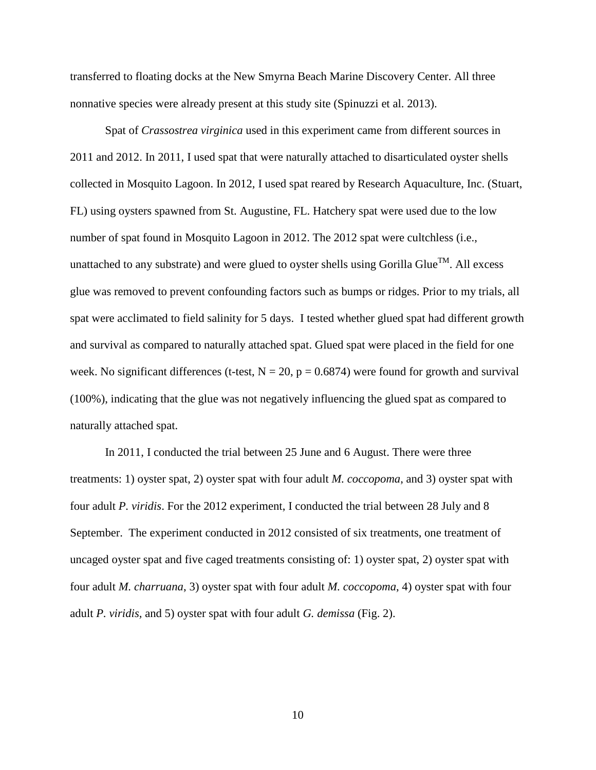transferred to floating docks at the New Smyrna Beach Marine Discovery Center. All three nonnative species were already present at this study site (Spinuzzi et al. 2013).

Spat of *Crassostrea virginica* used in this experiment came from different sources in 2011 and 2012. In 2011, I used spat that were naturally attached to disarticulated oyster shells collected in Mosquito Lagoon. In 2012, I used spat reared by Research Aquaculture, Inc. (Stuart, FL) using oysters spawned from St. Augustine, FL. Hatchery spat were used due to the low number of spat found in Mosquito Lagoon in 2012. The 2012 spat were cultchless (i.e., unattached to any substrate) and were glued to oyster shells using Gorilla Glue™. All excess glue was removed to prevent confounding factors such as bumps or ridges. Prior to my trials, all spat were acclimated to field salinity for 5 days. I tested whether glued spat had different growth and survival as compared to naturally attached spat. Glued spat were placed in the field for one week. No significant differences (t-test, $N = 20$, $p = 0.6874$) were found for growth and survival (100%), indicating that the glue was not negatively influencing the glued spat as compared to naturally attached spat.

In 2011, I conducted the trial between 25 June and 6 August. There were three treatments: 1) oyster spat, 2) oyster spat with four adult *M. coccopoma*, and 3) oyster spat with four adult *P. viridis*. For the 2012 experiment, I conducted the trial between 28 July and 8 September. The experiment conducted in 2012 consisted of six treatments, one treatment of uncaged oyster spat and five caged treatments consisting of: 1) oyster spat, 2) oyster spat with four adult *M. charruana*, 3) oyster spat with four adult *M. coccopoma*, 4) oyster spat with four adult *P. viridis*, and 5) oyster spat with four adult *G. demissa* (Fig. 2).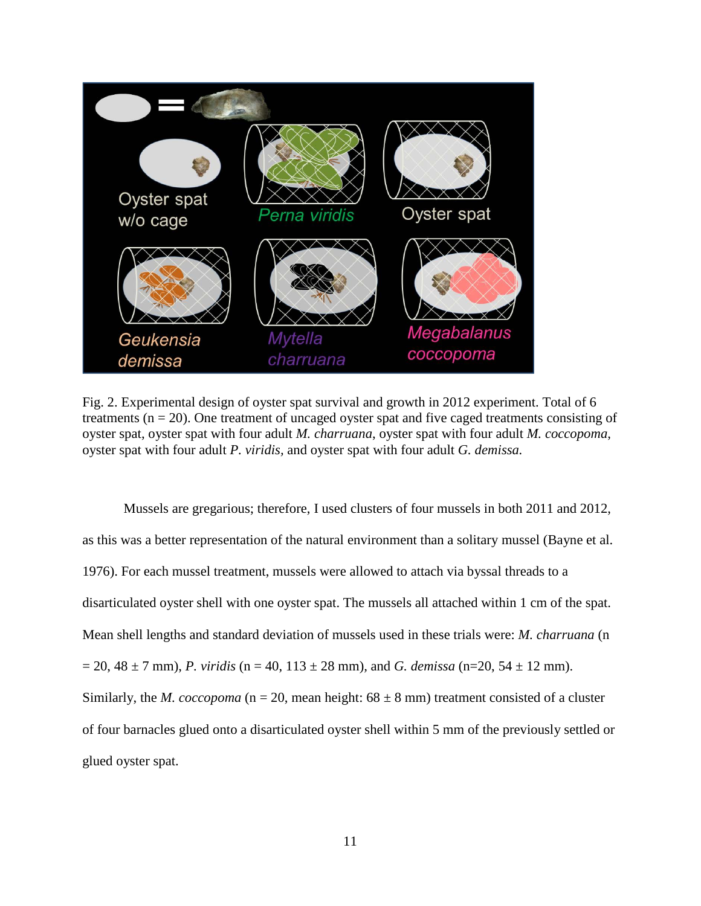Fig. 2. Experimental design of oyster spat survival and growth in 2012 experiment. Total of 6 treatments (n = 20). One treatment of uncaged oyster spat and five caged treatments consisting of oyster spat, oyster spat with four adult *M. charruana*, oyster spat with four adult *M. coccopoma*, oyster spat with four adult *P. viridis*, and oyster spat with four adult *G. demissa.*

Mussels are gregarious; therefore, I used clusters of four mussels in both 2011 and 2012, as this was a better representation of the natural environment than a solitary mussel (Bayne et al. 1976). For each mussel treatment, mussels were allowed to attach via byssal threads to a disarticulated oyster shell with one oyster spat. The mussels all attached within 1 cm of the spat. Mean shell lengths and standard deviation of mussels used in these trials were: *M. charruana* (n = 20, 48 ± 7 mm), *P. viridis* (n = 40, 113 ± 28 mm), and *G. demissa* (n=20, 54 ± 12 mm). Similarly, the *M. coccopoma* (n = 20, mean height: 68 ± 8 mm) treatment consisted of a cluster of four barnacles glued onto a disarticulated oyster shell within 5 mm of the previously settled or glued oyster spat.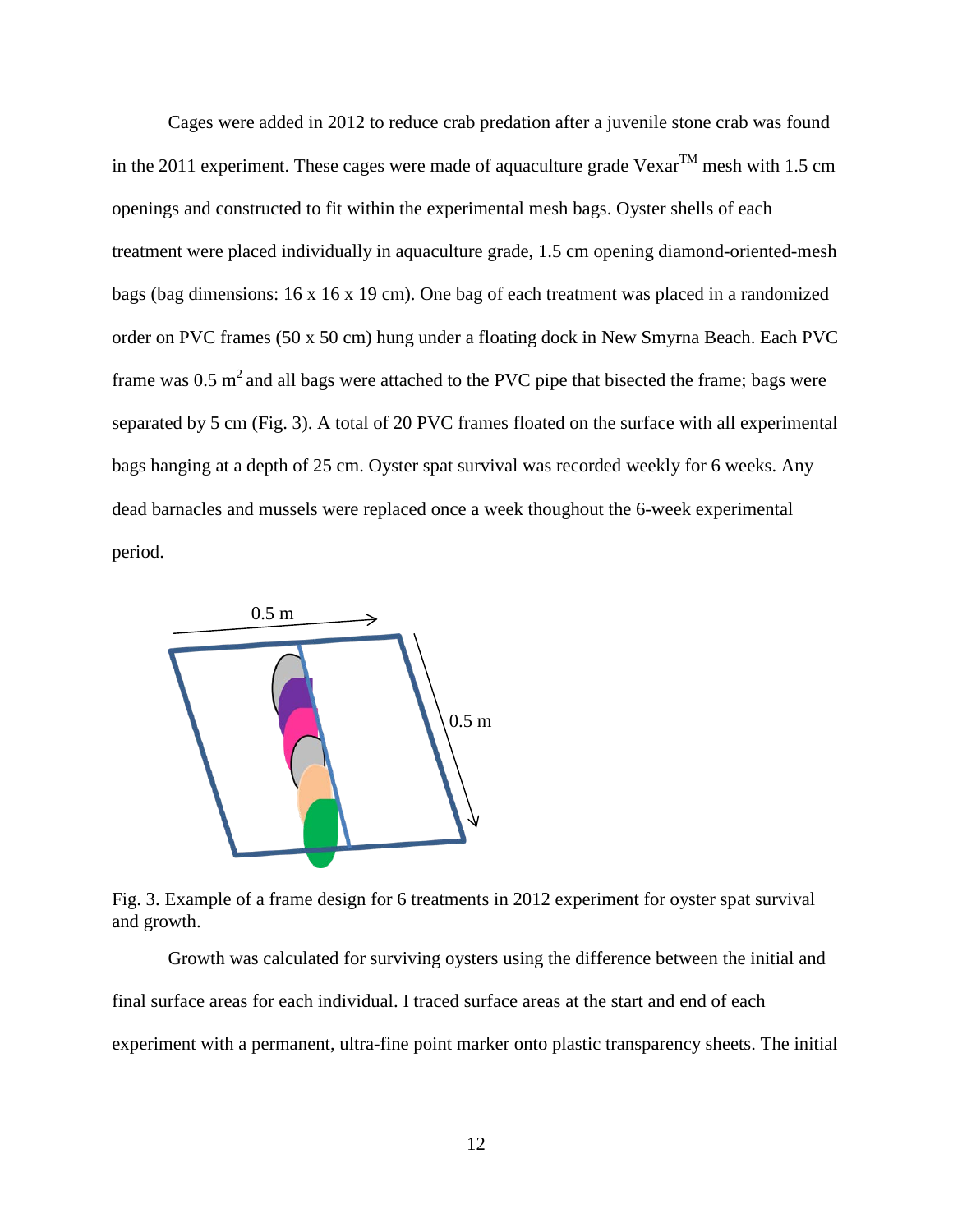Cages were added in 2012 to reduce crab predation after a juvenile stone crab was found in the 2011 experiment. These cages were made of aquaculture grade Vexar™ mesh with 1.5 cm openings and constructed to fit within the experimental mesh bags. Oyster shells of each treatment were placed individually in aquaculture grade, 1.5 cm opening diamond-oriented-mesh bags (bag dimensions: 16 x 16 x 19 cm). One bag of each treatment was placed in a randomized order on PVC frames (50 x 50 cm) hung under a floating dock in New Smyrna Beach. Each PVC frame was 0.5 $m^2$ and all bags were attached to the PVC pipe that bisected the frame; bags were separated by 5 cm (Fig. 3). A total of 20 PVC frames floated on the surface with all experimental bags hanging at a depth of 25 cm. Oyster spat survival was recorded weekly for 6 weeks. Any dead barnacles and mussels were replaced once a week thoughout the 6-week experimental period.

Fig. 3. Example of a frame design for 6 treatments in 2012 experiment for oyster spat survival and growth.

Growth was calculated for surviving oysters using the difference between the initial and final surface areas for each individual. I traced surface areas at the start and end of each experiment with a permanent, ultra-fine point marker onto plastic transparency sheets. The initial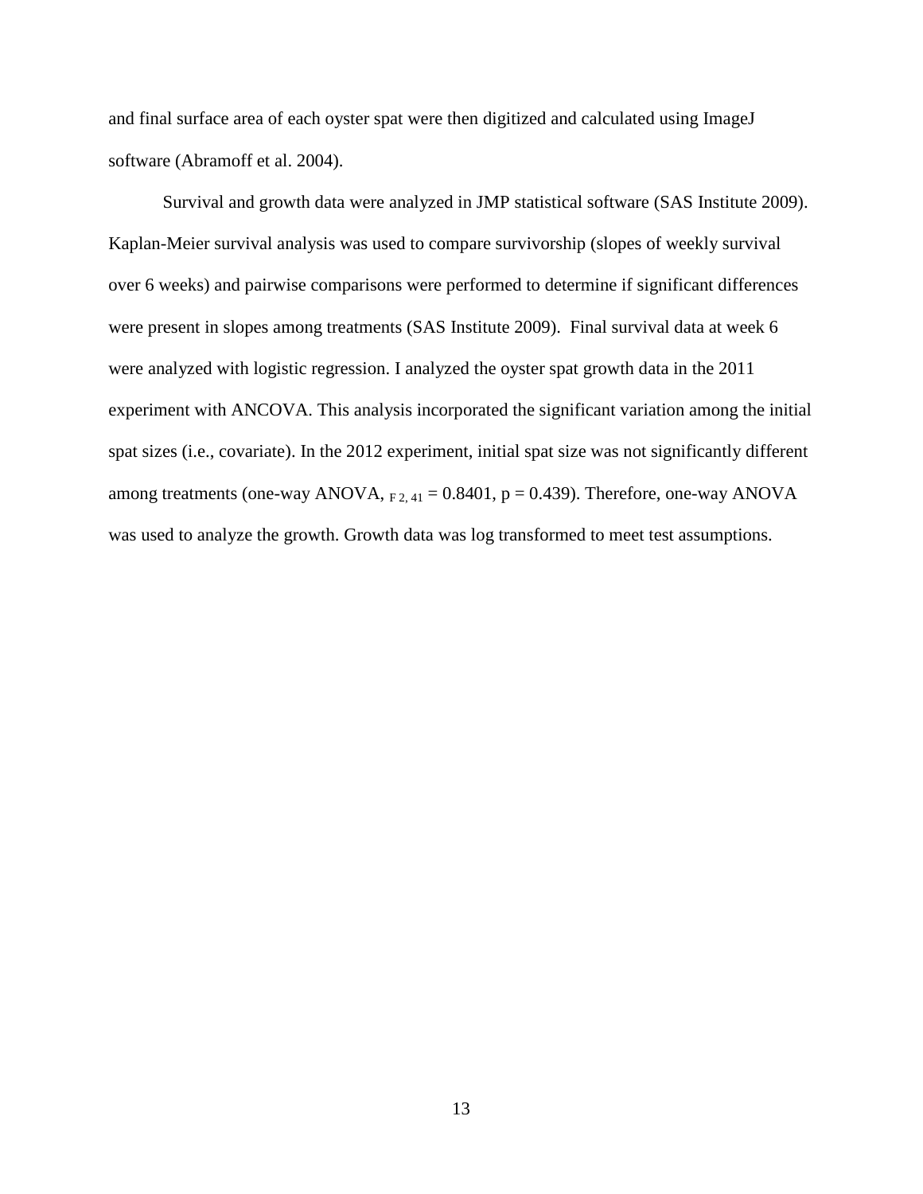and final surface area of each oyster spat were then digitized and calculated using ImageJ software (Abramoff et al. 2004).

Survival and growth data were analyzed in JMP statistical software (SAS Institute 2009). Kaplan-Meier survival analysis was used to compare survivorship (slopes of weekly survival over 6 weeks) and pairwise comparisons were performed to determine if significant differences were present in slopes among treatments (SAS Institute 2009). Final survival data at week 6 were analyzed with logistic regression. I analyzed the oyster spat growth data in the 2011 experiment with ANCOVA. This analysis incorporated the significant variation among the initial spat sizes (i.e., covariate). In the 2012 experiment, initial spat size was not significantly different among treatments (one-way ANOVA, $_{F\ 2,\ 41} = 0.8401$, $p = 0.439$). Therefore, one-way ANOVA was used to analyze the growth. Growth data was log transformed to meet test assumptions.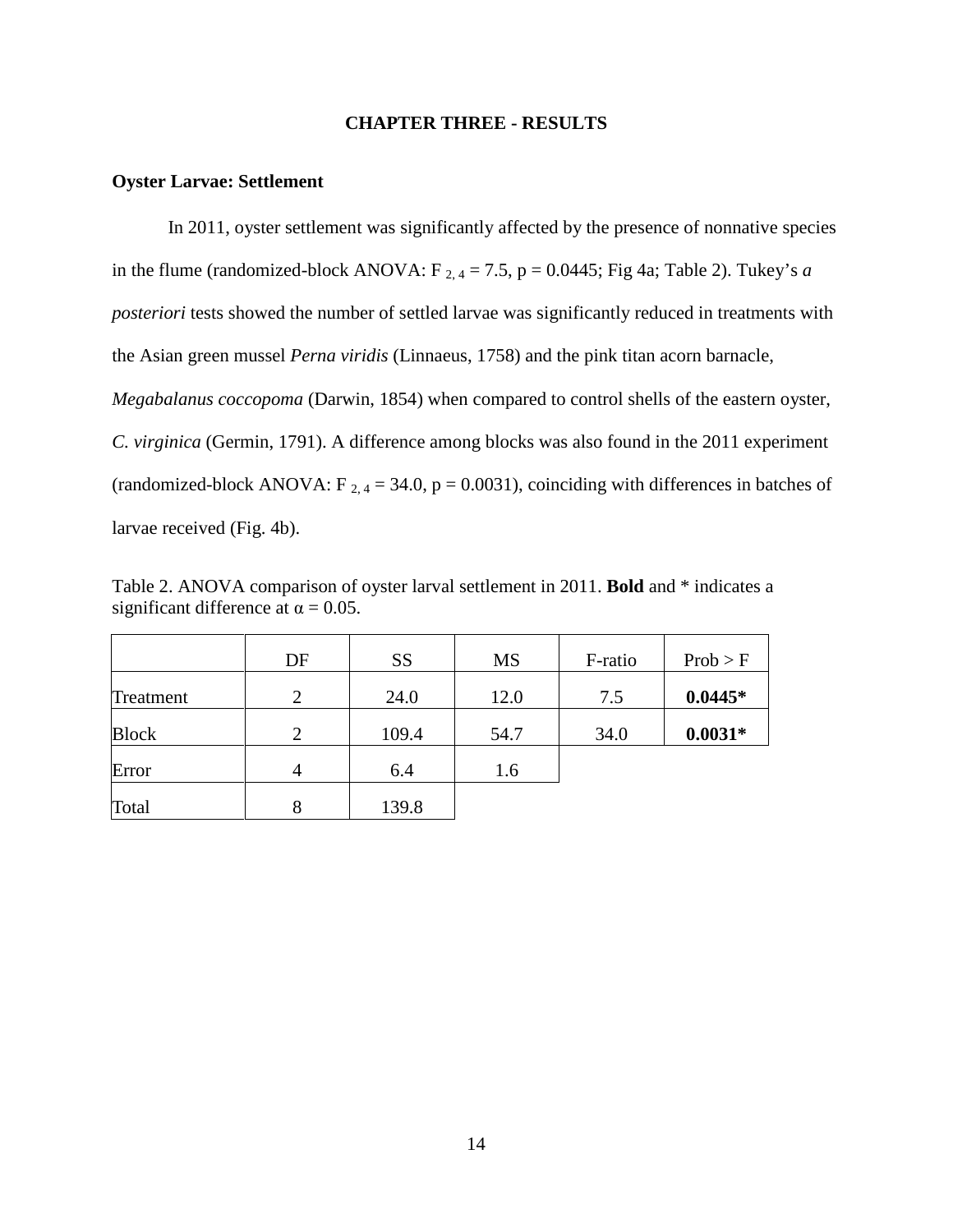# CHAPTER THREE - RESULTS

## Oyster Larvae: Settlement

In 2011, oyster settlement was significantly affected by the presence of nonnative species in the flume (randomized-block ANOVA: $F_{2, 4} = 7.5$, $p = 0.0445$; Fig 4a; Table 2). Tukey's *a posteriori* tests showed the number of settled larvae was significantly reduced in treatments with the Asian green mussel *Perna viridis* (Linnaeus, 1758) and the pink titan acorn barnacle, *Megabalanus coccopoma* (Darwin, 1854) when compared to control shells of the eastern oyster, *C. virginica* (Germin, 1791). A difference among blocks was also found in the 2011 experiment (randomized-block ANOVA: $F_{2, 4} = 34.0$, $p = 0.0031$), coinciding with differences in batches of larvae received (Fig. 4b).

Table 2. ANOVA comparison of oyster larval settlement in 2011. **Bold** and * indicates a significant difference at $\alpha = 0.05$.

| | DF | SS | MS | F-ratio | Prob > F |
|---|---|---|---|---|---|
| Treatment | 2 | 24.0 | 12.0 | 7.5 | **0.0445*** |
| Block | 2 | 109.4 | 54.7 | 34.0 | **0.0031*** |
| Error | 4 | 6.4 | 1.6 | | |
| Total | 8 | 139.8 | | | |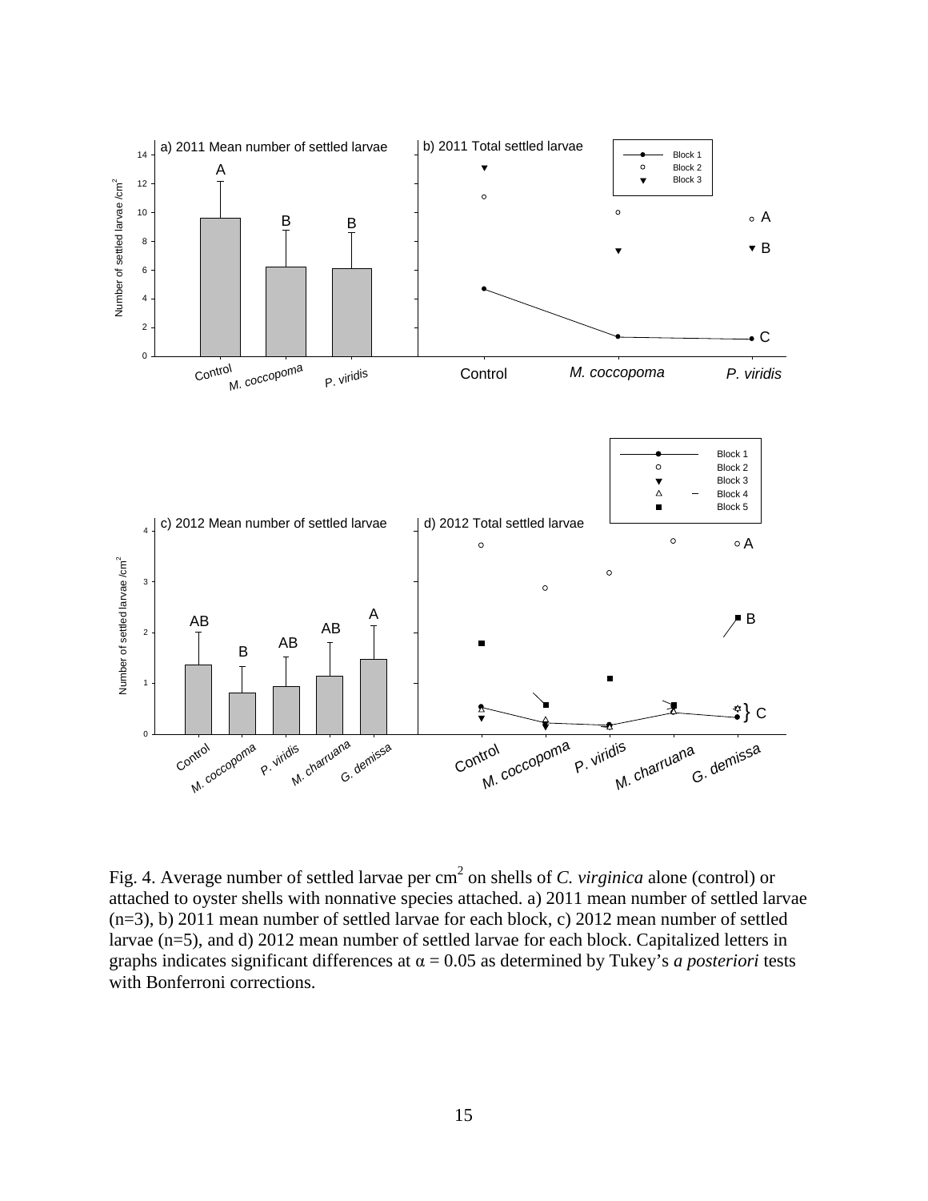Fig. 4. Average number of settled larvae per $cm^2$ on shells of *C. virginica* alone (control) or attached to oyster shells with nonnative species attached. a) 2011 mean number of settled larvae (n=3), b) 2011 mean number of settled larvae for each block, c) 2012 mean number of settled larvae (n=5), and d) 2012 mean number of settled larvae for each block. Capitalized letters in graphs indicates significant differences at $\alpha = 0.05$ as determined by Tukey's *a posteriori* tests with Bonferroni corrections.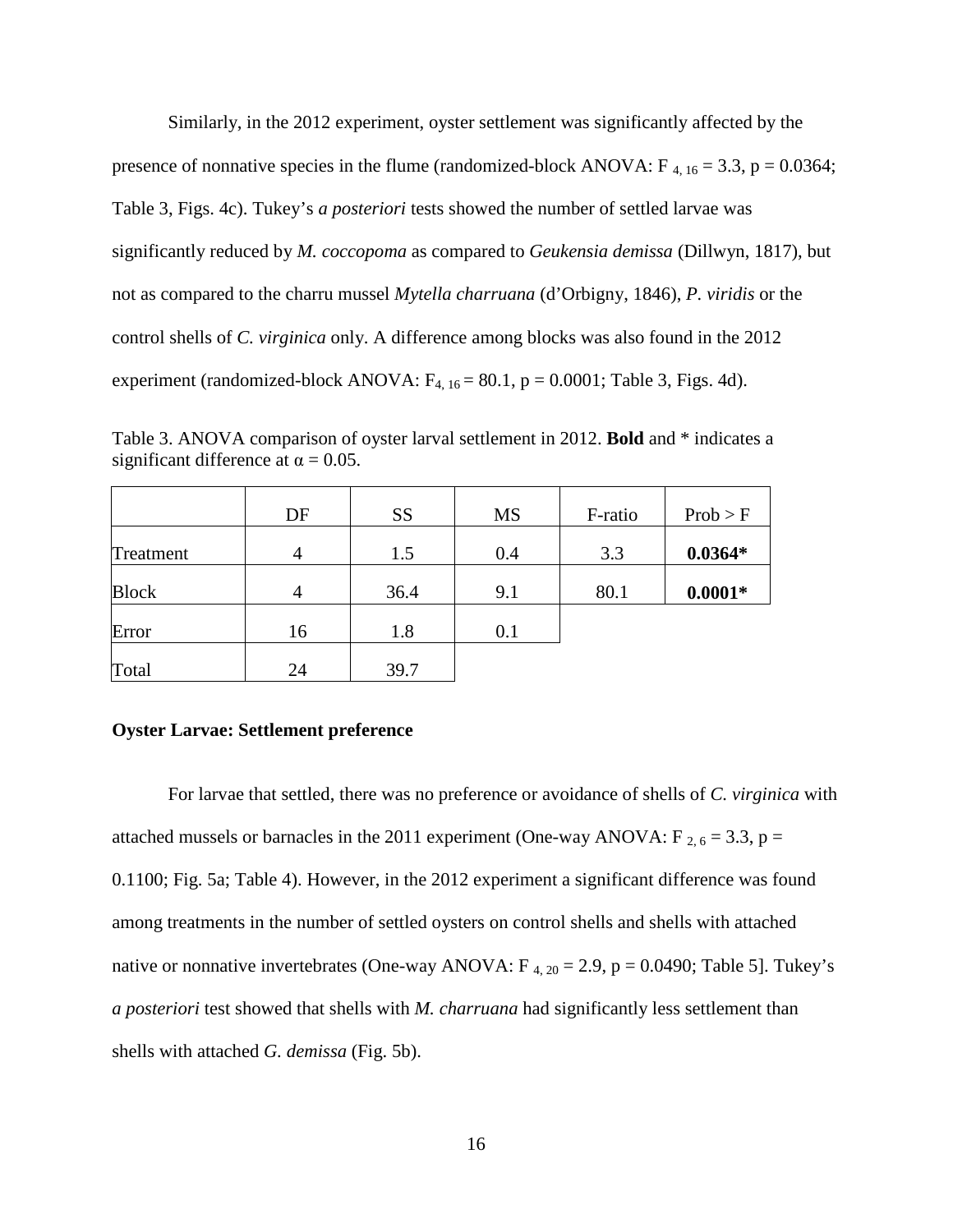Similarly, in the 2012 experiment, oyster settlement was significantly affected by the presence of nonnative species in the flume (randomized-block ANOVA: $F_{4, 16} = 3.3$, $p = 0.0364$; Table 3, Figs. 4c). Tukey's *a posteriori* tests showed the number of settled larvae was significantly reduced by *M. coccopoma* as compared to *Geukensia demissa* (Dillwyn, 1817), but not as compared to the charru mussel *Mytella charruana* (d'Orbigny, 1846), *P. viridis* or the control shells of *C. virginica* only. A difference among blocks was also found in the 2012 experiment (randomized-block ANOVA: $F_{4, 16} = 80.1$, $p = 0.0001$; Table 3, Figs. 4d).

Table 3. ANOVA comparison of oyster larval settlement in 2012. **Bold** and * indicates a significant difference at $\alpha = 0.05$.

| | DF | SS | MS | F-ratio | Prob > F |
|---|---|---|---|---|---|
| Treatment | 4 | 1.5 | 0.4 | 3.3 | **0.0364*** |
| Block | 4 | 36.4 | 9.1 | 80.1 | **0.0001*** |
| Error | 16 | 1.8 | 0.1 | | |
| Total | 24 | 39.7 | | | |

### Oyster Larvae: Settlement preference

For larvae that settled, there was no preference or avoidance of shells of *C. virginica* with attached mussels or barnacles in the 2011 experiment (One-way ANOVA: $F_{2, 6} = 3.3$, $p = 0.1100$; Fig. 5a; Table 4). However, in the 2012 experiment a significant difference was found among treatments in the number of settled oysters on control shells and shells with attached native or nonnative invertebrates (One-way ANOVA: $F_{4, 20} = 2.9$, $p = 0.0490$; Table 5]. Tukey's *a posteriori* test showed that shells with *M. charruana* had significantly less settlement than shells with attached *G. demissa* (Fig. 5b).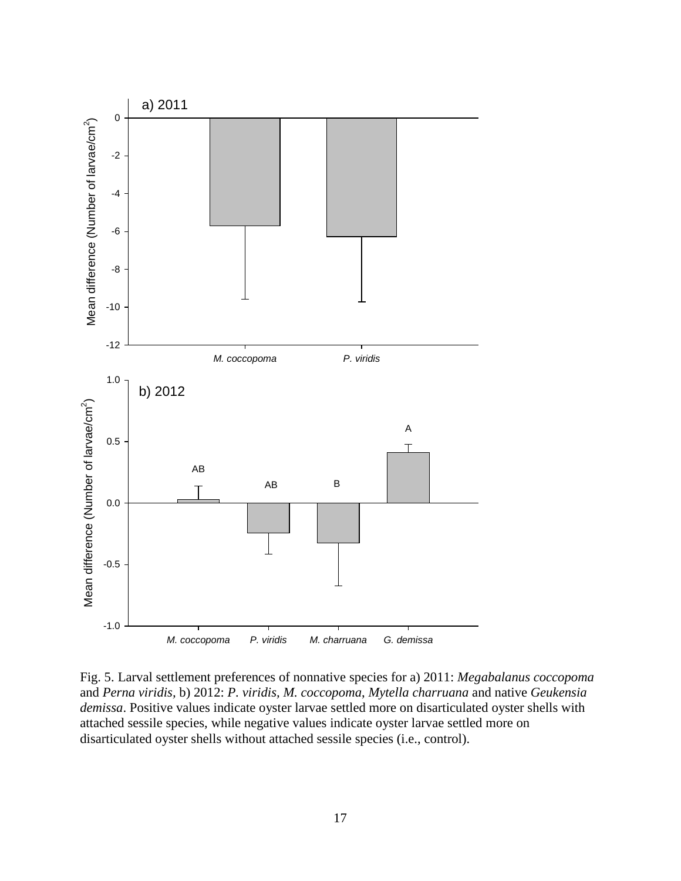Fig. 5. Larval settlement preferences of nonnative species for a) 2011: *Megabalanus coccopoma* and *Perna viridis*, b) 2012: *P. viridis*, *M. coccopoma*, *Mytella charruana* and native *Geukensia demissa*. Positive values indicate oyster larvae settled more on disarticulated oyster shells with attached sessile species, while negative values indicate oyster larvae settled more on disarticulated oyster shells without attached sessile species (i.e., control).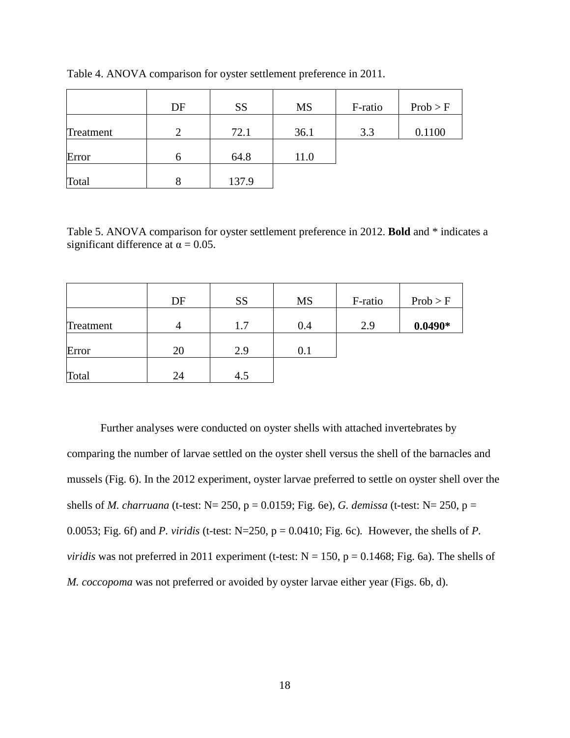Table 4. ANOVA comparison for oyster settlement preference in 2011.

| | DF | SS | MS | F-ratio | Prob > F |
|---|---|---|---|---|---|
| Treatment | 2 | 72.1 | 36.1 | 3.3 | 0.1100 |
| Error | 6 | 64.8 | 11.0 | | |
| Total | 8 | 137.9 | | | |

Table 5. ANOVA comparison for oyster settlement preference in 2012. **Bold** and * indicates a significant difference at $\alpha = 0.05$.

| | DF | SS | MS | F-ratio | Prob > F |
|---|---|---|---|---|---|
| Treatment | 4 | 1.7 | 0.4 | 2.9 | **0.0490*** |
| Error | 20 | 2.9 | 0.1 | | |
| Total | 24 | 4.5 | | | |

Further analyses were conducted on oyster shells with attached invertebrates by comparing the number of larvae settled on the oyster shell versus the shell of the barnacles and mussels (Fig. 6). In the 2012 experiment, oyster larvae preferred to settle on oyster shell over the shells of *M. charruana* (t-test: N= 250, p = 0.0159; Fig. 6e), *G. demissa* (t-test: N= 250, p = 0.0053; Fig. 6f) and *P. viridis* (t-test: N=250, p = 0.0410; Fig. 6c). However, the shells of *P. viridis* was not preferred in 2011 experiment (t-test: N = 150, p = 0.1468; Fig. 6a). The shells of *M. coccopoma* was not preferred or avoided by oyster larvae either year (Figs. 6b, d).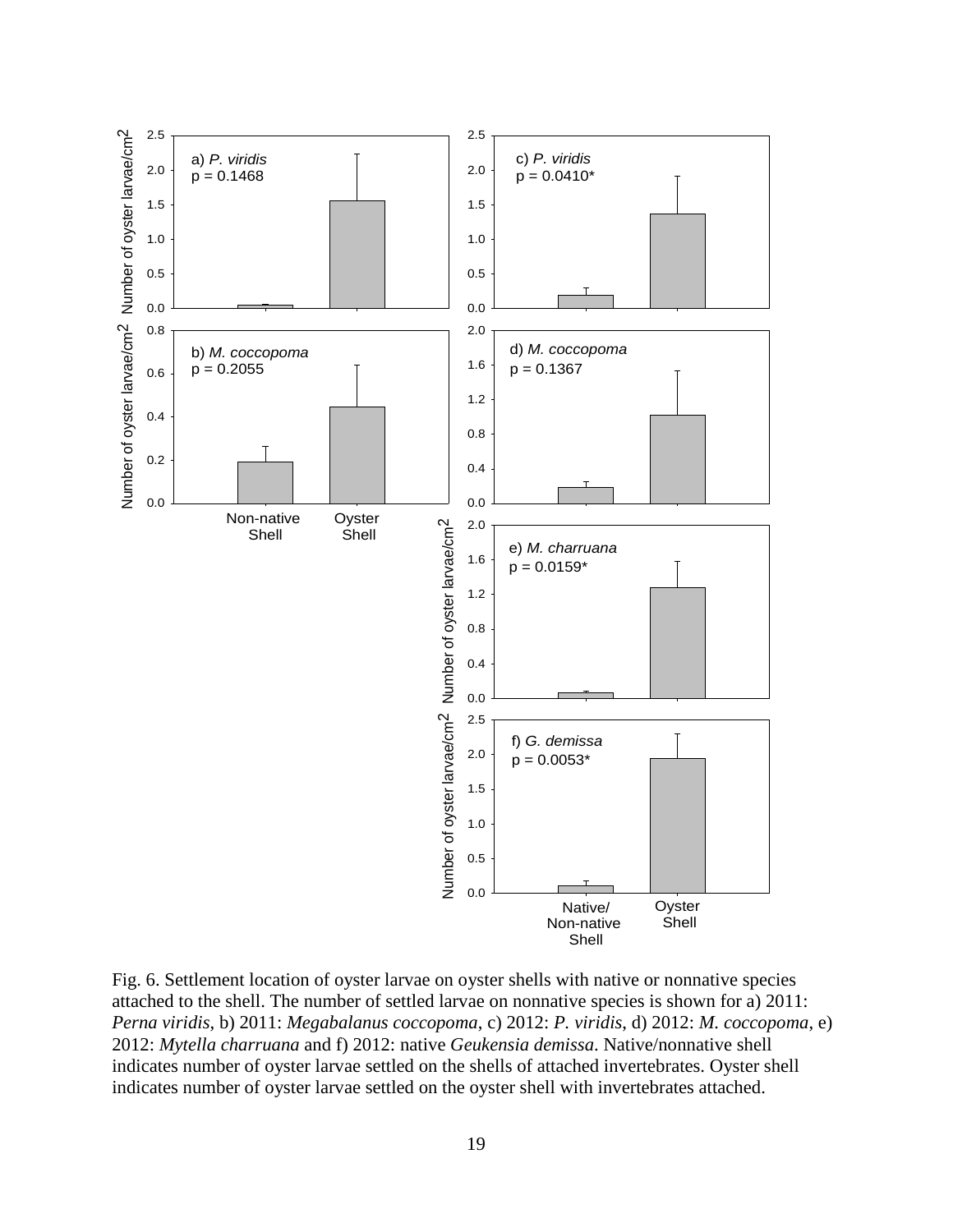Fig. 6. Settlement location of oyster larvae on oyster shells with native or nonnative species attached to the shell. The number of settled larvae on nonnative species is shown for a) 2011: *Perna viridis*, b) 2011: *Megabalanus coccopoma*, c) 2012: *P. viridis*, d) 2012: *M. coccopoma*, e) 2012: *Mytella charruana* and f) 2012: native *Geukensia demissa*. Native/nonnative shell indicates number of oyster larvae settled on the shells of attached invertebrates. Oyster shell indicates number of oyster larvae settled on the oyster shell with invertebrates attached.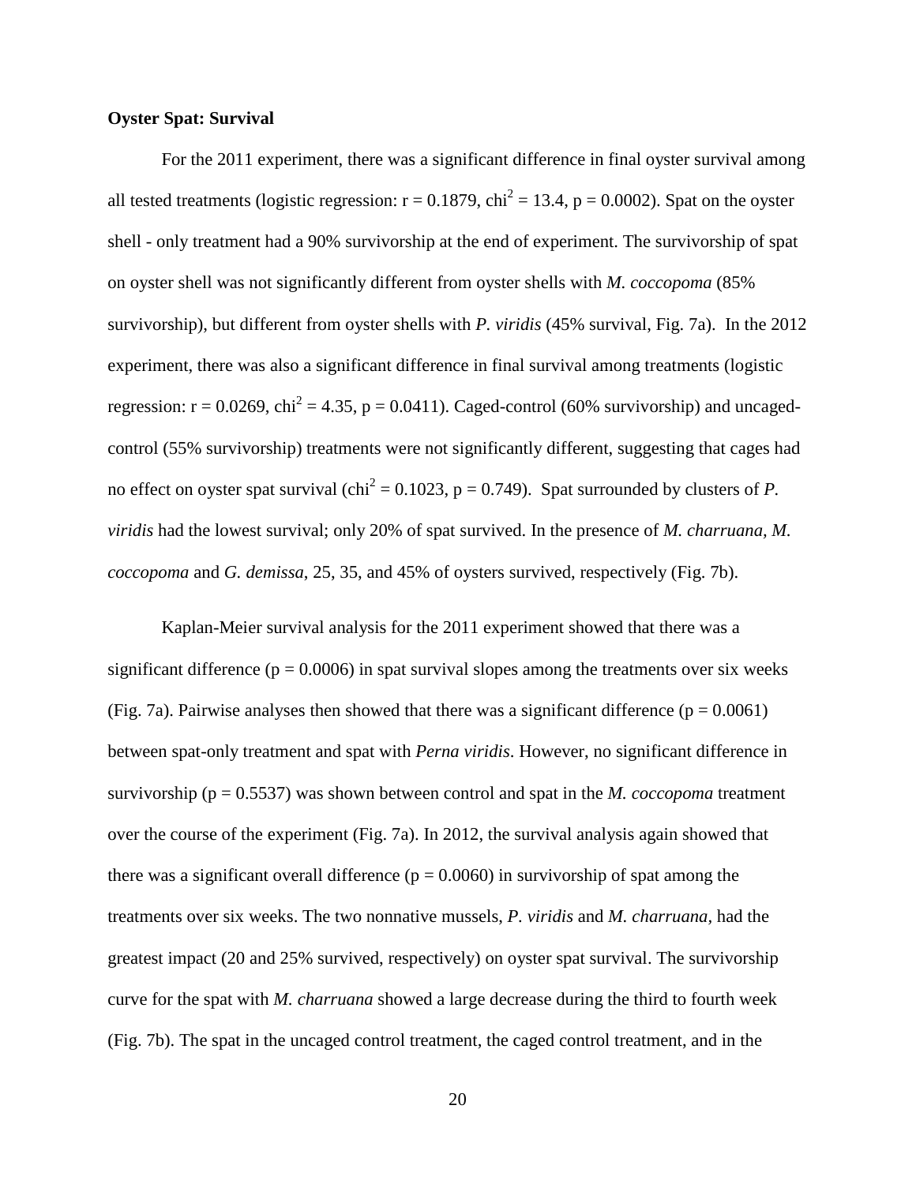**Oyster Spat: Survival**

For the 2011 experiment, there was a significant difference in final oyster survival among all tested treatments (logistic regression: $r = 0.1879$, $chi^2 = 13.4$, $p = 0.0002$). Spat on the oyster shell - only treatment had a 90% survivorship at the end of experiment. The survivorship of spat on oyster shell was not significantly different from oyster shells with *M. coccopoma* (85% survivorship), but different from oyster shells with *P. viridis* (45% survival, Fig. 7a). In the 2012 experiment, there was also a significant difference in final survival among treatments (logistic regression: $r = 0.0269$, $chi^2 = 4.35$, $p = 0.0411$). Caged-control (60% survivorship) and uncaged-control (55% survivorship) treatments were not significantly different, suggesting that cages had no effect on oyster spat survival ($chi^2 = 0.1023$, $p = 0.749$). Spat surrounded by clusters of *P. viridis* had the lowest survival; only 20% of spat survived. In the presence of *M. charruana*, *M. coccopoma* and *G. demissa*, 25, 35, and 45% of oysters survived, respectively (Fig. 7b).

Kaplan-Meier survival analysis for the 2011 experiment showed that there was a significant difference ($p = 0.0006$) in spat survival slopes among the treatments over six weeks (Fig. 7a). Pairwise analyses then showed that there was a significant difference ($p = 0.0061$) between spat-only treatment and spat with *Perna viridis*. However, no significant difference in survivorship ($p = 0.5537$) was shown between control and spat in the *M. coccopoma* treatment over the course of the experiment (Fig. 7a). In 2012, the survival analysis again showed that there was a significant overall difference ($p = 0.0060$) in survivorship of spat among the treatments over six weeks. The two nonnative mussels, *P. viridis* and *M. charruana*, had the greatest impact (20 and 25% survived, respectively) on oyster spat survival. The survivorship curve for the spat with *M. charruana* showed a large decrease during the third to fourth week (Fig. 7b). The spat in the uncaged control treatment, the caged control treatment, and in the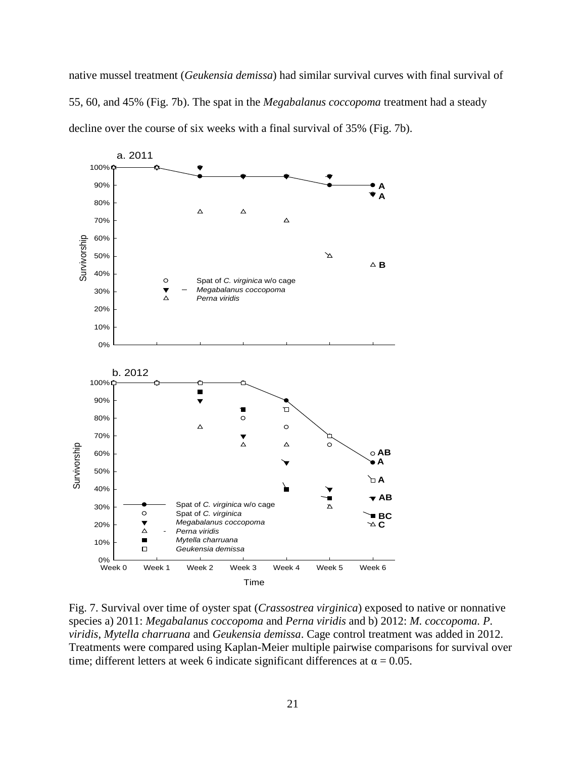native mussel treatment (*Geukensia demissa*) had similar survival curves with final survival of 55, 60, and 45% (Fig. 7b). The spat in the *Megabalanus coccopoma* treatment had a steady decline over the course of six weeks with a final survival of 35% (Fig. 7b).

Fig. 7. Survival over time of oyster spat (*Crassostrea virginica*) exposed to native or nonnative species a) 2011: *Megabalanus coccopoma* and *Perna viridis* and b) 2012: *M. coccopoma. P. viridis*, *Mytella charruana* and *Geukensia demissa*. Cage control treatment was added in 2012. Treatments were compared using Kaplan-Meier multiple pairwise comparisons for survival over time; different letters at week 6 indicate significant differences at $\alpha = 0.05$.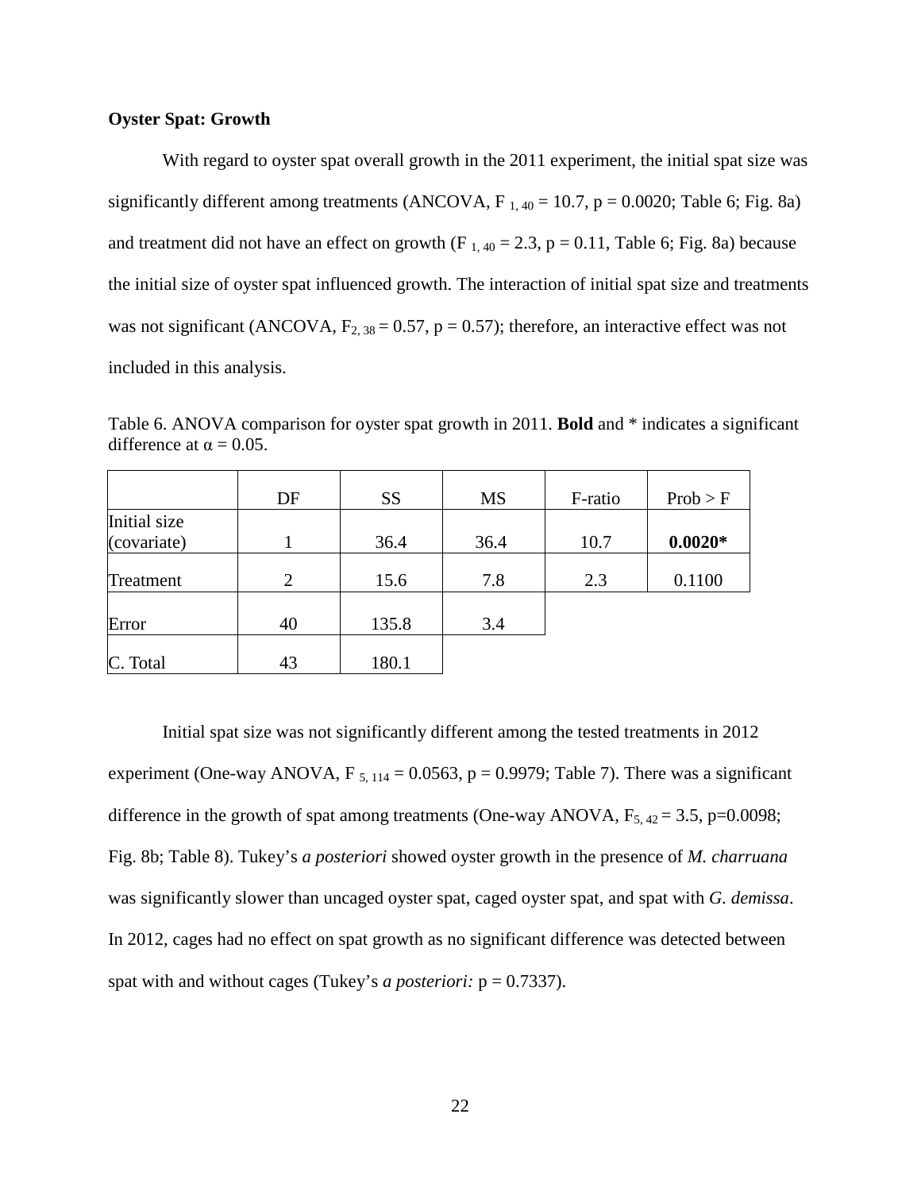**Oyster Spat: Growth**

With regard to oyster spat overall growth in the 2011 experiment, the initial spat size was significantly different among treatments (ANCOVA, $F_{1, 40} = 10.7$, $p = 0.0020$; Table 6; Fig. 8a) and treatment did not have an effect on growth ($F_{1, 40} = 2.3$, $p = 0.11$, Table 6; Fig. 8a) because the initial size of oyster spat influenced growth. The interaction of initial spat size and treatments was not significant (ANCOVA, $F_{2, 38} = 0.57$, $p = 0.57$); therefore, an interactive effect was not included in this analysis.

Table 6. ANOVA comparison for oyster spat growth in 2011. **Bold** and * indicates a significant difference at $\alpha = 0.05$.

| | DF | SS | MS | F-ratio | Prob > F |
|---|---|---|---|---|---|
| Initial size (covariate) | 1 | 36.4 | 36.4 | 10.7 | **0.0020*** |
| Treatment | 2 | 15.6 | 7.8 | 2.3 | 0.1100 |
| Error | 40 | 135.8 | 3.4 | | |
| C. Total | 43 | 180.1 | | | |

Initial spat size was not significantly different among the tested treatments in 2012 experiment (One-way ANOVA, $F_{5, 114} = 0.0563$, $p = 0.9979$; Table 7). There was a significant difference in the growth of spat among treatments (One-way ANOVA, $F_{5, 42} = 3.5$, $p=0.0098$; Fig. 8b; Table 8). Tukey's *a posteriori* showed oyster growth in the presence of *M. charruana* was significantly slower than uncaged oyster spat, caged oyster spat, and spat with *G. demissa*. In 2012, cages had no effect on spat growth as no significant difference was detected between spat with and without cages (Tukey's *a posteriori:* $p = 0.7337$).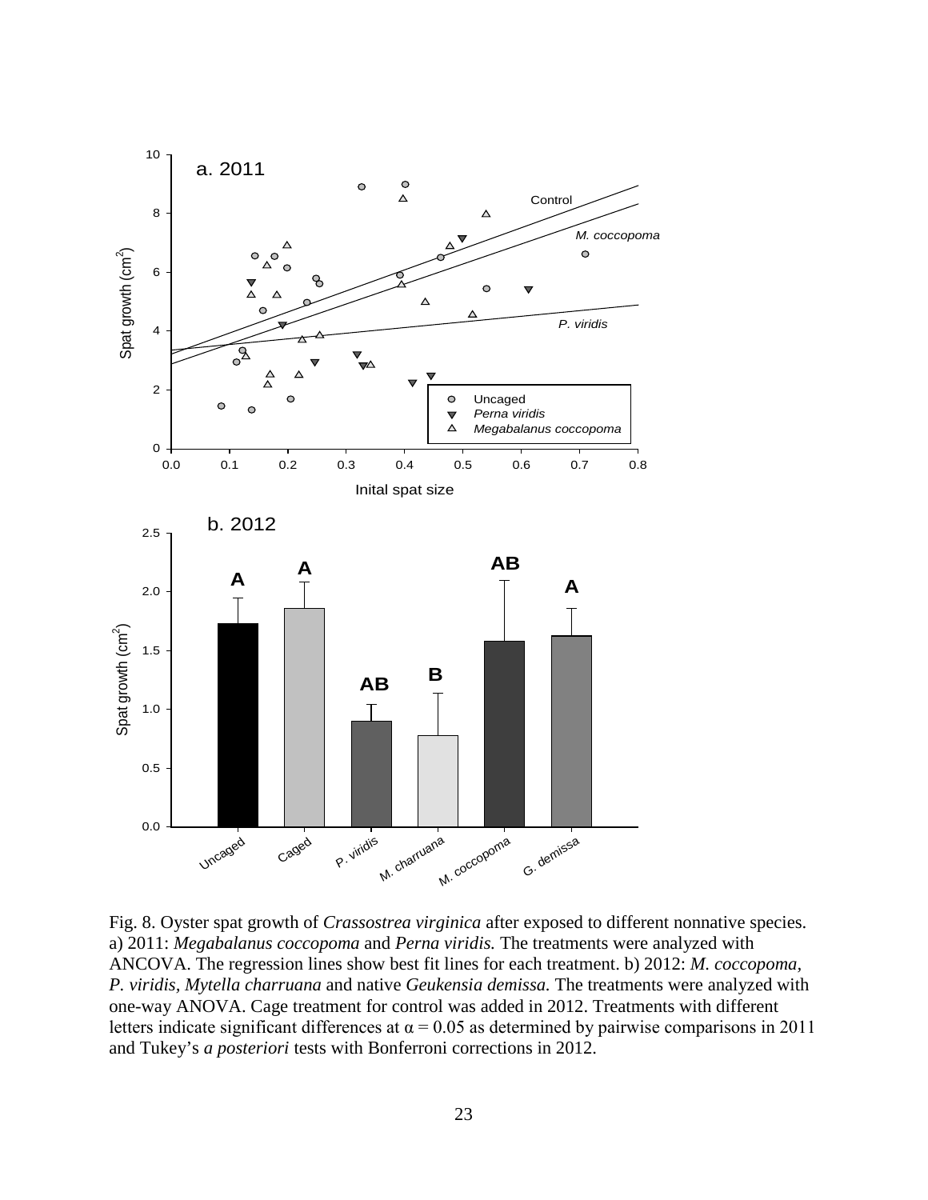Fig. 8. Oyster spat growth of *Crassostrea virginica* after exposed to different nonnative species. a) 2011: *Megabalanus coccopoma* and *Perna viridis.* The treatments were analyzed with ANCOVA. The regression lines show best fit lines for each treatment. b) 2012: *M. coccopoma, P. viridis*, *Mytella charruana* and native *Geukensia demissa.* The treatments were analyzed with one-way ANOVA. Cage treatment for control was added in 2012. Treatments with different letters indicate significant differences at $\alpha = 0.05$ as determined by pairwise comparisons in 2011 and Tukey's *a posteriori* tests with Bonferroni corrections in 2012.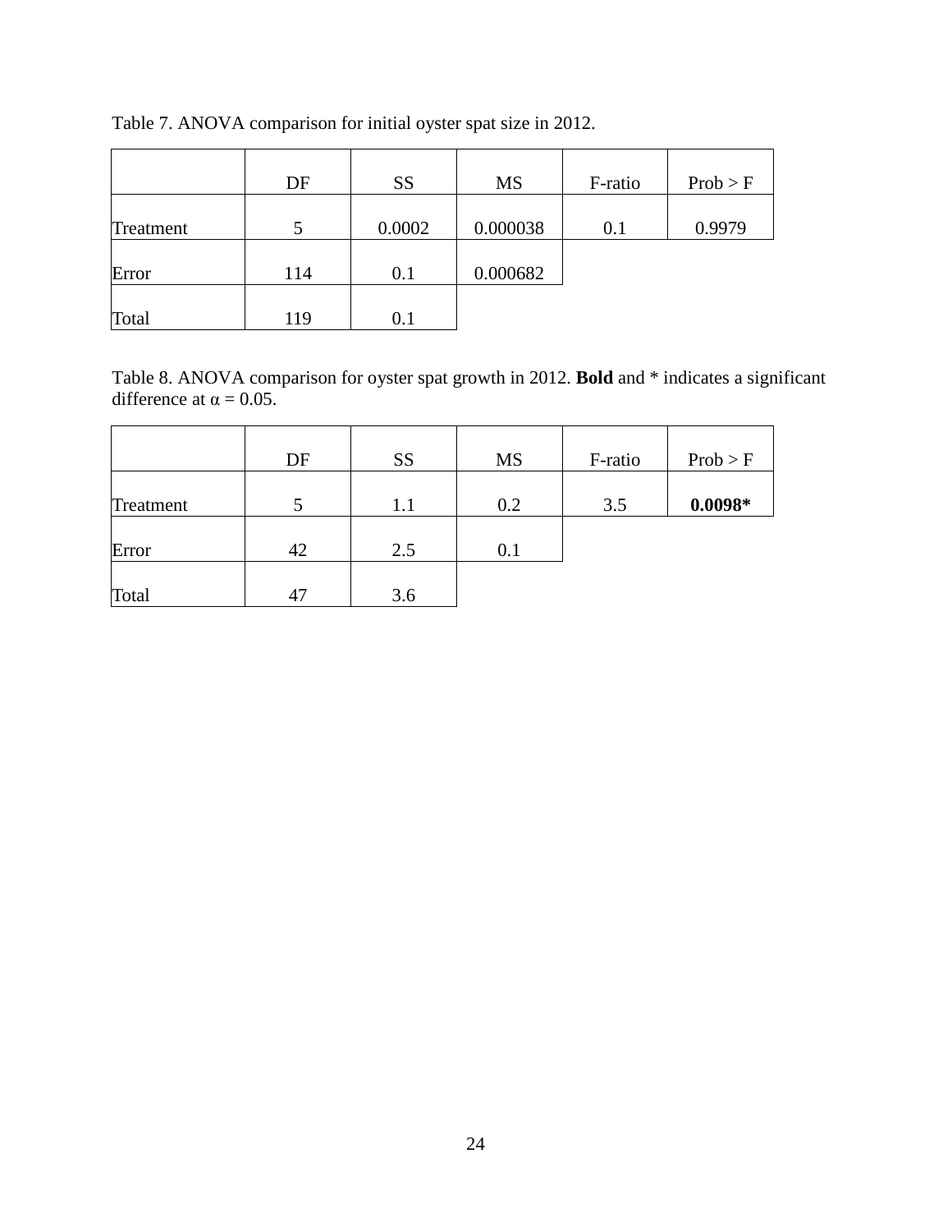Table 7. ANOVA comparison for initial oyster spat size in 2012.

| | DF | SS | MS | F-ratio | Prob > F |
|---|---|---|---|---|---|
| Treatment | 5 | 0.0002 | 0.000038 | 0.1 | 0.9979 |
| Error | 114 | 0.1 | 0.000682 | | |
| Total | 119 | 0.1 | | | |

Table 8. ANOVA comparison for oyster spat growth in 2012. **Bold** and * indicates a significant difference at $\alpha = 0.05$.

| | DF | SS | MS | F-ratio | Prob > F |
|---|---|---|---|---|---|
| Treatment | 5 | 1.1 | 0.2 | 3.5 | **0.0098*** |
| Error | 42 | 2.5 | 0.1 | | |
| Total | 47 | 3.6 | | | |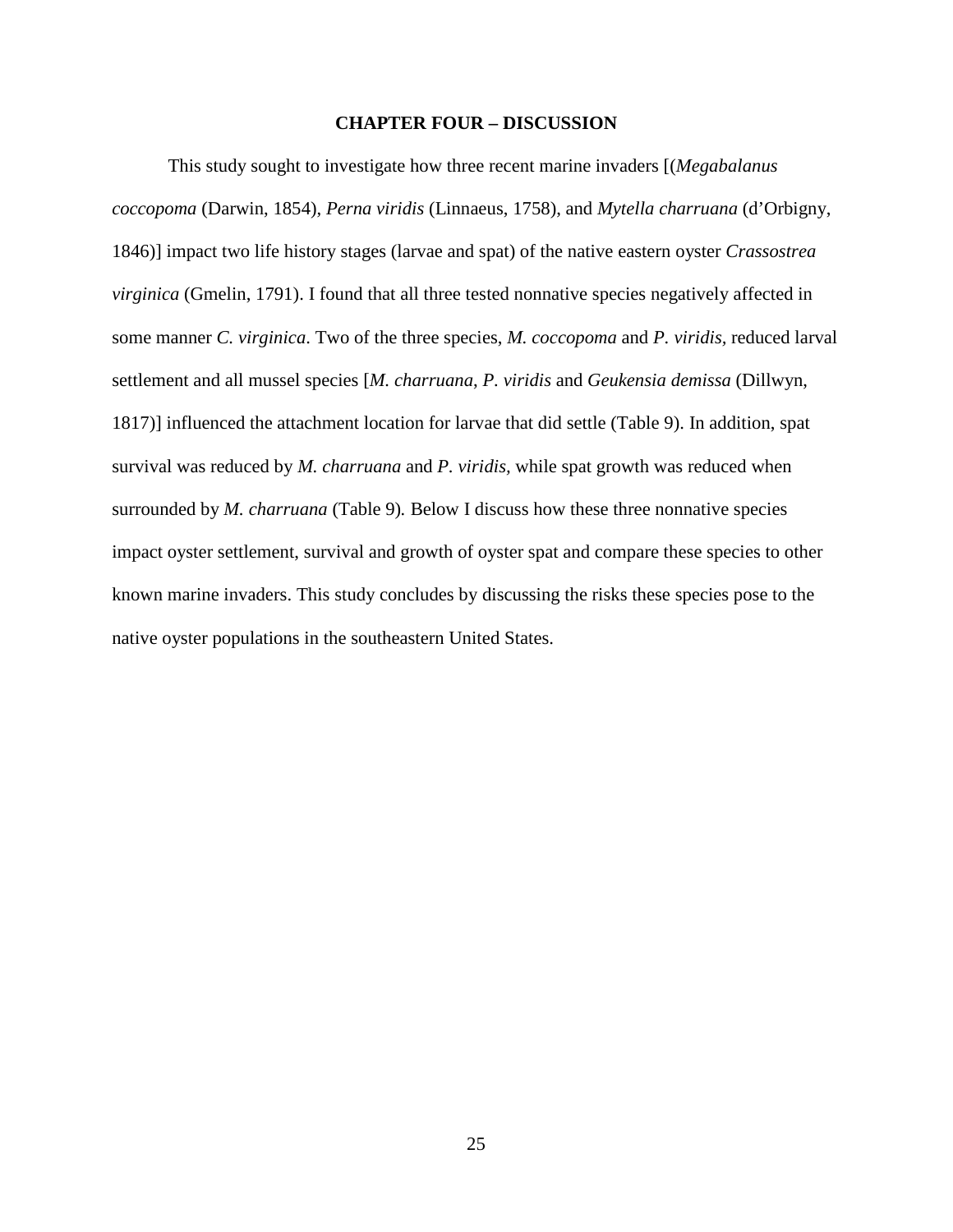# CHAPTER FOUR – DISCUSSION

This study sought to investigate how three recent marine invaders [(*Megabalanus coccopoma* (Darwin, 1854), *Perna viridis* (Linnaeus, 1758), and *Mytella charruana* (d'Orbigny, 1846)] impact two life history stages (larvae and spat) of the native eastern oyster *Crassostrea virginica* (Gmelin, 1791). I found that all three tested nonnative species negatively affected in some manner *C. virginica*. Two of the three species, *M. coccopoma* and *P. viridis,* reduced larval settlement and all mussel species [*M. charruana*, *P. viridis* and *Geukensia demissa* (Dillwyn, 1817)] influenced the attachment location for larvae that did settle (Table 9). In addition, spat survival was reduced by *M. charruana* and *P. viridis,* while spat growth was reduced when surrounded by *M. charruana* (Table 9). Below I discuss how these three nonnative species impact oyster settlement, survival and growth of oyster spat and compare these species to other known marine invaders. This study concludes by discussing the risks these species pose to the native oyster populations in the southeastern United States.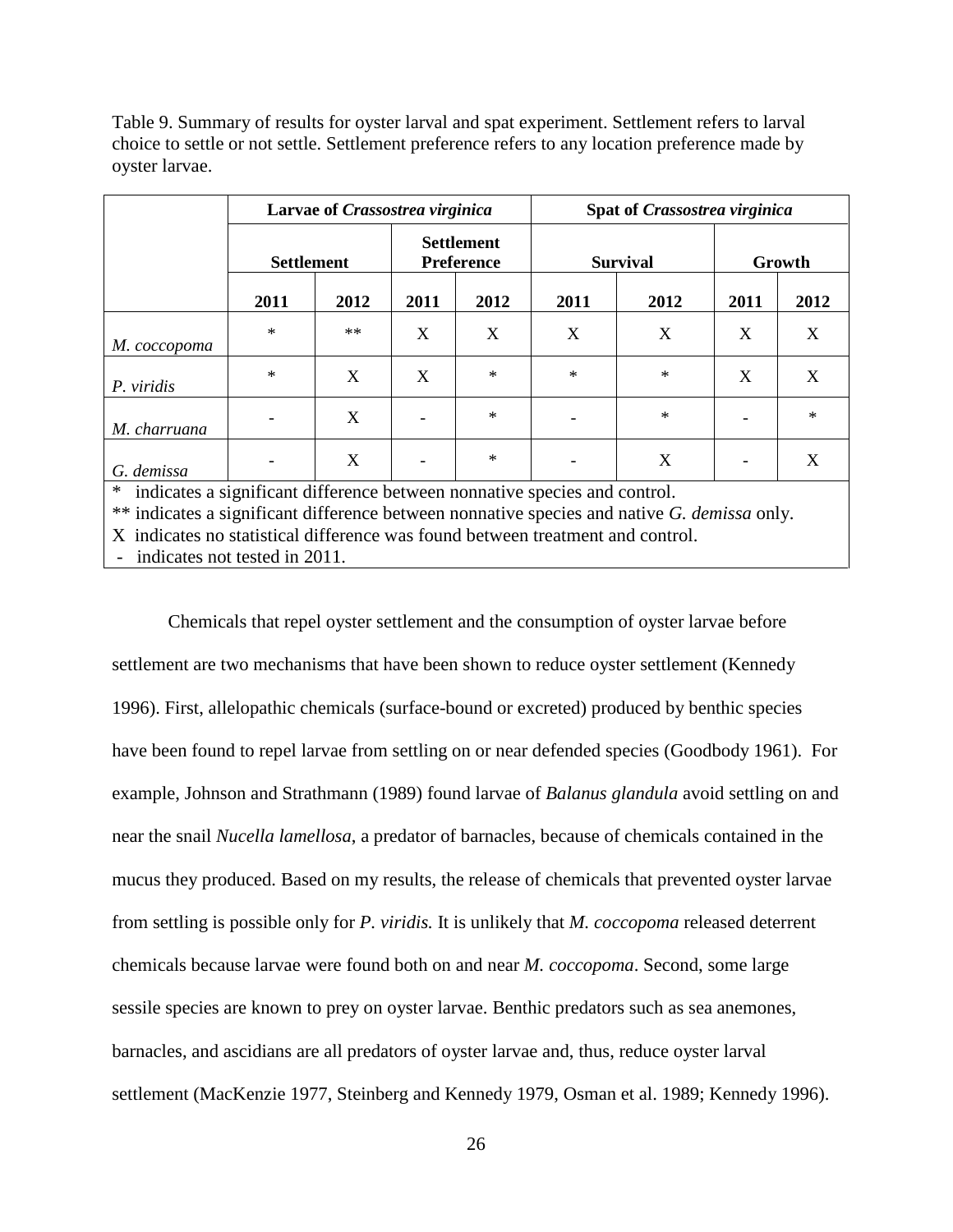Table 9. Summary of results for oyster larval and spat experiment. Settlement refers to larval choice to settle or not settle. Settlement preference refers to any location preference made by oyster larvae.

| | Larvae of *Crassostrea virginica* | | | | Spat of *Crassostrea virginica* | | | |
|---|---|---|---|---|---|---|---|---|
| | Settlement | | Settlement Preference | | Survival | | Growth | |
| | 2011 | 2012 | 2011 | 2012 | 2011 | 2012 | 2011 | 2012 |
| *M. coccopoma* | * | ** | X | X | X | X | X | X |
| *P. viridis* | * | X | X | * | * | * | X | X |
| *M. charruana* | - | X | - | * | - | * | - | * |
| *G. demissa* | - | X | - | * | - | X | - | X |

\* indicates a significant difference between nonnative species and control.
\** indicates a significant difference between nonnative species and native *G. demissa* only.
X indicates no statistical difference was found between treatment and control.
\- indicates not tested in 2011.

Chemicals that repel oyster settlement and the consumption of oyster larvae before settlement are two mechanisms that have been shown to reduce oyster settlement (Kennedy 1996). First, allelopathic chemicals (surface-bound or excreted) produced by benthic species have been found to repel larvae from settling on or near defended species (Goodbody 1961). For example, Johnson and Strathmann (1989) found larvae of *Balanus glandula* avoid settling on and near the snail *Nucella lamellosa*, a predator of barnacles, because of chemicals contained in the mucus they produced. Based on my results, the release of chemicals that prevented oyster larvae from settling is possible only for *P. viridis.* It is unlikely that *M. coccopoma* released deterrent chemicals because larvae were found both on and near *M. coccopoma*. Second, some large sessile species are known to prey on oyster larvae. Benthic predators such as sea anemones, barnacles, and ascidians are all predators of oyster larvae and, thus, reduce oyster larval settlement (MacKenzie 1977, Steinberg and Kennedy 1979, Osman et al. 1989; Kennedy 1996).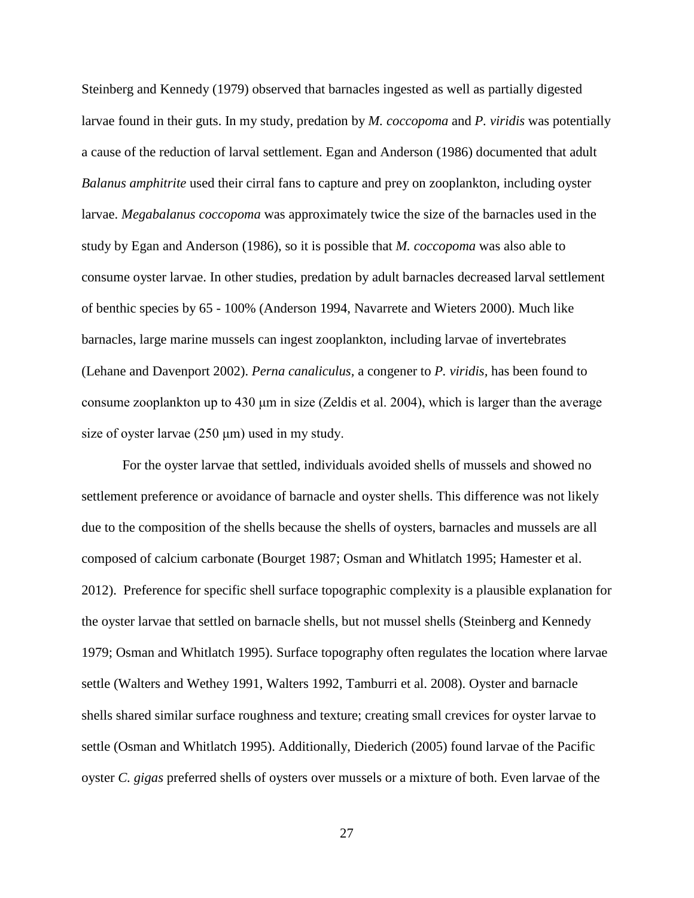Steinberg and Kennedy (1979) observed that barnacles ingested as well as partially digested larvae found in their guts. In my study, predation by *M. coccopoma* and *P. viridis* was potentially a cause of the reduction of larval settlement. Egan and Anderson (1986) documented that adult *Balanus amphitrite* used their cirral fans to capture and prey on zooplankton, including oyster larvae. *Megabalanus coccopoma* was approximately twice the size of the barnacles used in the study by Egan and Anderson (1986), so it is possible that *M. coccopoma* was also able to consume oyster larvae. In other studies, predation by adult barnacles decreased larval settlement of benthic species by 65 - 100% (Anderson 1994, Navarrete and Wieters 2000). Much like barnacles, large marine mussels can ingest zooplankton, including larvae of invertebrates (Lehane and Davenport 2002). *Perna canaliculus,* a congener to *P. viridis,* has been found to consume zooplankton up to 430 μm in size (Zeldis et al. 2004), which is larger than the average size of oyster larvae (250 μm) used in my study.

For the oyster larvae that settled, individuals avoided shells of mussels and showed no settlement preference or avoidance of barnacle and oyster shells. This difference was not likely due to the composition of the shells because the shells of oysters, barnacles and mussels are all composed of calcium carbonate (Bourget 1987; Osman and Whitlatch 1995; Hamester et al. 2012). Preference for specific shell surface topographic complexity is a plausible explanation for the oyster larvae that settled on barnacle shells, but not mussel shells (Steinberg and Kennedy 1979; Osman and Whitlatch 1995). Surface topography often regulates the location where larvae settle (Walters and Wethey 1991, Walters 1992, Tamburri et al. 2008). Oyster and barnacle shells shared similar surface roughness and texture; creating small crevices for oyster larvae to settle (Osman and Whitlatch 1995). Additionally, Diederich (2005) found larvae of the Pacific oyster *C. gigas* preferred shells of oysters over mussels or a mixture of both. Even larvae of the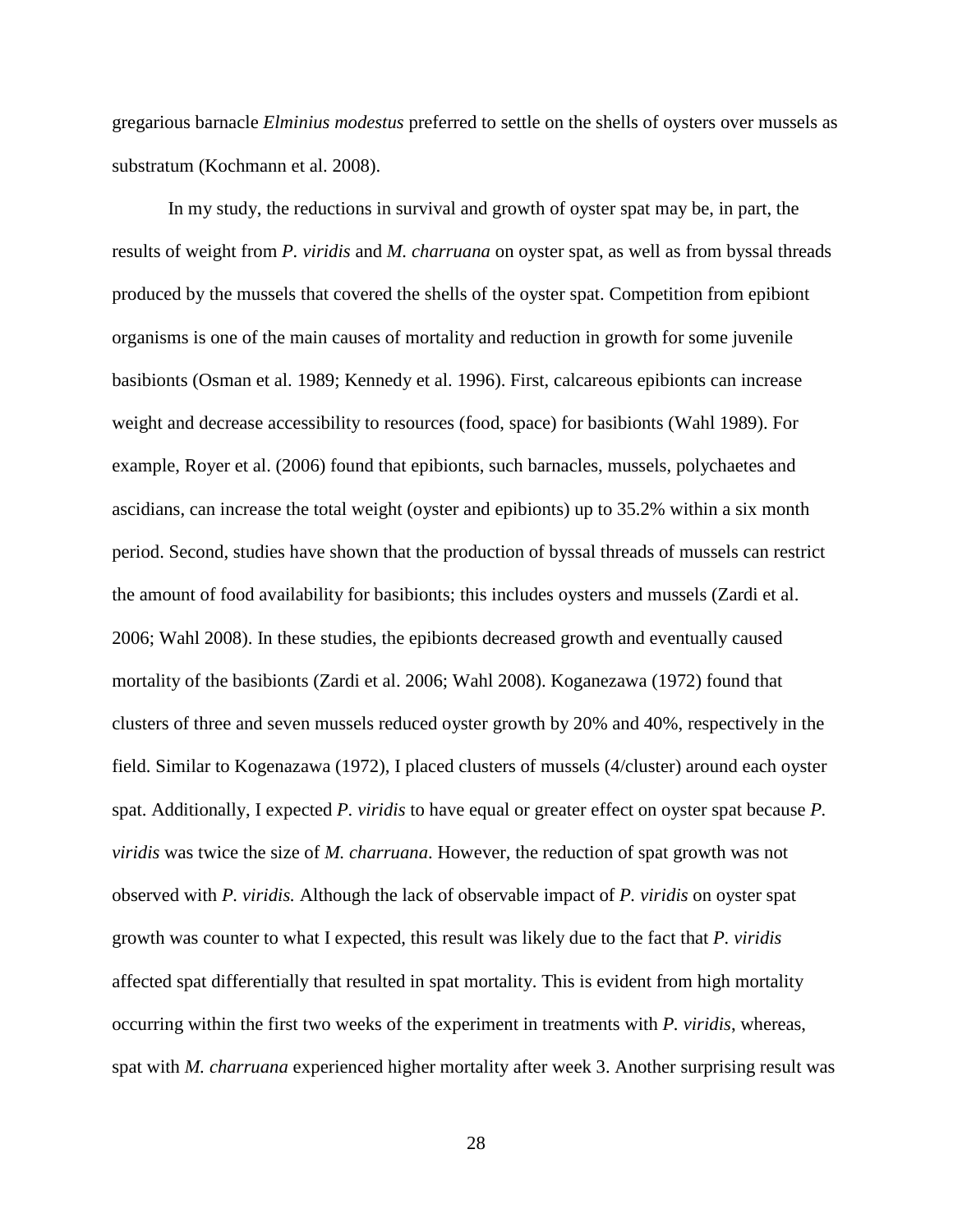gregarious barnacle *Elminius modestus* preferred to settle on the shells of oysters over mussels as substratum (Kochmann et al. 2008).

In my study, the reductions in survival and growth of oyster spat may be, in part, the results of weight from *P. viridis* and *M. charruana* on oyster spat, as well as from byssal threads produced by the mussels that covered the shells of the oyster spat. Competition from epibiont organisms is one of the main causes of mortality and reduction in growth for some juvenile basibionts (Osman et al. 1989; Kennedy et al. 1996). First, calcareous epibionts can increase weight and decrease accessibility to resources (food, space) for basibionts (Wahl 1989). For example, Royer et al. (2006) found that epibionts, such barnacles, mussels, polychaetes and ascidians, can increase the total weight (oyster and epibionts) up to 35.2% within a six month period. Second, studies have shown that the production of byssal threads of mussels can restrict the amount of food availability for basibionts; this includes oysters and mussels (Zardi et al. 2006; Wahl 2008). In these studies, the epibionts decreased growth and eventually caused mortality of the basibionts (Zardi et al. 2006; Wahl 2008). Koganezawa (1972) found that clusters of three and seven mussels reduced oyster growth by 20% and 40%, respectively in the field. Similar to Kogenazawa (1972), I placed clusters of mussels (4/cluster) around each oyster spat. Additionally, I expected *P. viridis* to have equal or greater effect on oyster spat because *P. viridis* was twice the size of *M. charruana*. However, the reduction of spat growth was not observed with *P. viridis.* Although the lack of observable impact of *P. viridis* on oyster spat growth was counter to what I expected, this result was likely due to the fact that *P. viridis* affected spat differentially that resulted in spat mortality. This is evident from high mortality occurring within the first two weeks of the experiment in treatments with *P. viridis*, whereas, spat with *M. charruana* experienced higher mortality after week 3. Another surprising result was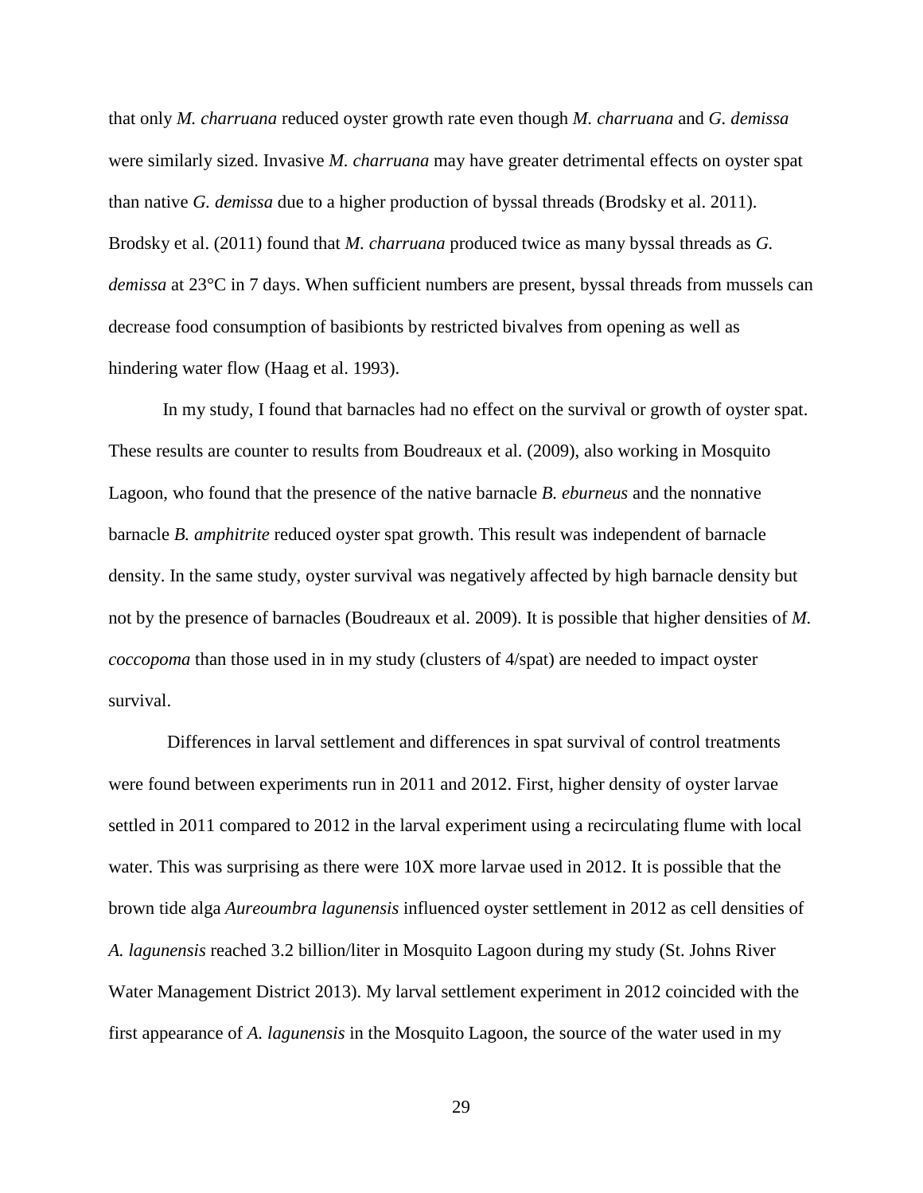that only *M. charruana* reduced oyster growth rate even though *M. charruana* and *G. demissa* were similarly sized. Invasive *M. charruana* may have greater detrimental effects on oyster spat than native *G. demissa* due to a higher production of byssal threads (Brodsky et al. 2011). Brodsky et al. (2011) found that *M. charruana* produced twice as many byssal threads as *G. demissa* at 23°C in 7 days. When sufficient numbers are present, byssal threads from mussels can decrease food consumption of basibionts by restricted bivalves from opening as well as hindering water flow (Haag et al. 1993).

In my study, I found that barnacles had no effect on the survival or growth of oyster spat. These results are counter to results from Boudreaux et al. (2009), also working in Mosquito Lagoon, who found that the presence of the native barnacle *B. eburneus* and the nonnative barnacle *B. amphitrite* reduced oyster spat growth. This result was independent of barnacle density. In the same study, oyster survival was negatively affected by high barnacle density but not by the presence of barnacles (Boudreaux et al. 2009). It is possible that higher densities of *M. coccopoma* than those used in in my study (clusters of 4/spat) are needed to impact oyster survival.

Differences in larval settlement and differences in spat survival of control treatments were found between experiments run in 2011 and 2012. First, higher density of oyster larvae settled in 2011 compared to 2012 in the larval experiment using a recirculating flume with local water. This was surprising as there were 10X more larvae used in 2012. It is possible that the brown tide alga *Aureoumbra lagunensis* influenced oyster settlement in 2012 as cell densities of *A. lagunensis* reached 3.2 billion/liter in Mosquito Lagoon during my study (St. Johns River Water Management District 2013). My larval settlement experiment in 2012 coincided with the first appearance of *A. lagunensis* in the Mosquito Lagoon, the source of the water used in my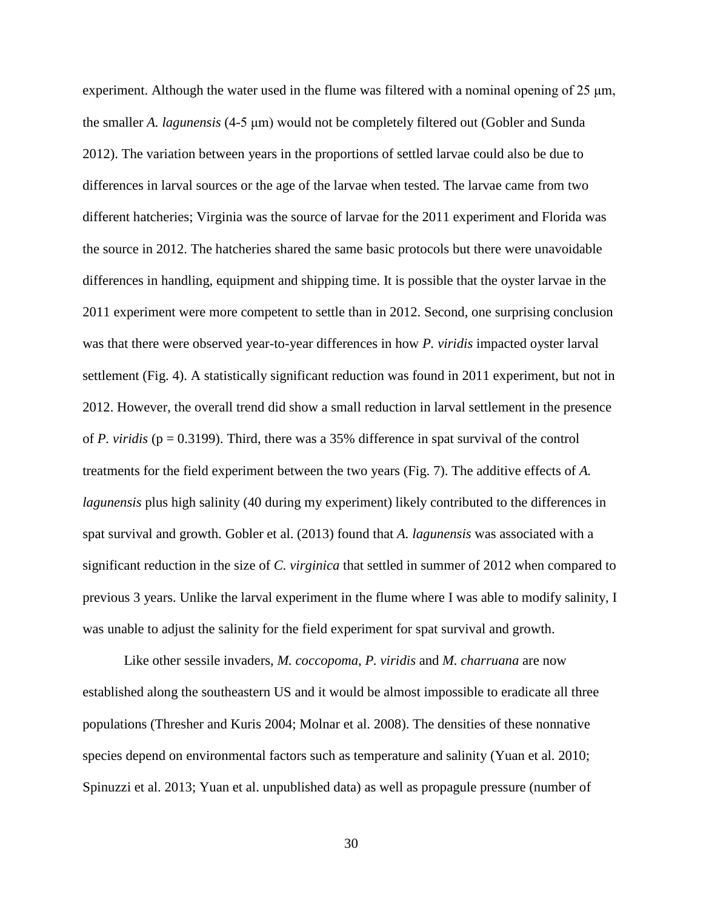experiment. Although the water used in the flume was filtered with a nominal opening of 25 μm, the smaller *A. lagunensis* (4-5 μm) would not be completely filtered out (Gobler and Sunda 2012). The variation between years in the proportions of settled larvae could also be due to differences in larval sources or the age of the larvae when tested. The larvae came from two different hatcheries; Virginia was the source of larvae for the 2011 experiment and Florida was the source in 2012. The hatcheries shared the same basic protocols but there were unavoidable differences in handling, equipment and shipping time. It is possible that the oyster larvae in the 2011 experiment were more competent to settle than in 2012. Second, one surprising conclusion was that there were observed year-to-year differences in how *P. viridis* impacted oyster larval settlement (Fig. 4). A statistically significant reduction was found in 2011 experiment, but not in 2012. However, the overall trend did show a small reduction in larval settlement in the presence of *P. viridis* ($p = 0.3199$). Third, there was a 35% difference in spat survival of the control treatments for the field experiment between the two years (Fig. 7). The additive effects of *A. lagunensis* plus high salinity (40 during my experiment) likely contributed to the differences in spat survival and growth. Gobler et al. (2013) found that *A. lagunensis* was associated with a significant reduction in the size of *C. virginica* that settled in summer of 2012 when compared to previous 3 years. Unlike the larval experiment in the flume where I was able to modify salinity, I was unable to adjust the salinity for the field experiment for spat survival and growth.

Like other sessile invaders, *M. coccopoma*, *P. viridis* and *M. charruana* are now established along the southeastern US and it would be almost impossible to eradicate all three populations (Thresher and Kuris 2004; Molnar et al. 2008). The densities of these nonnative species depend on environmental factors such as temperature and salinity (Yuan et al. 2010; Spinuzzi et al. 2013; Yuan et al. unpublished data) as well as propagule pressure (number of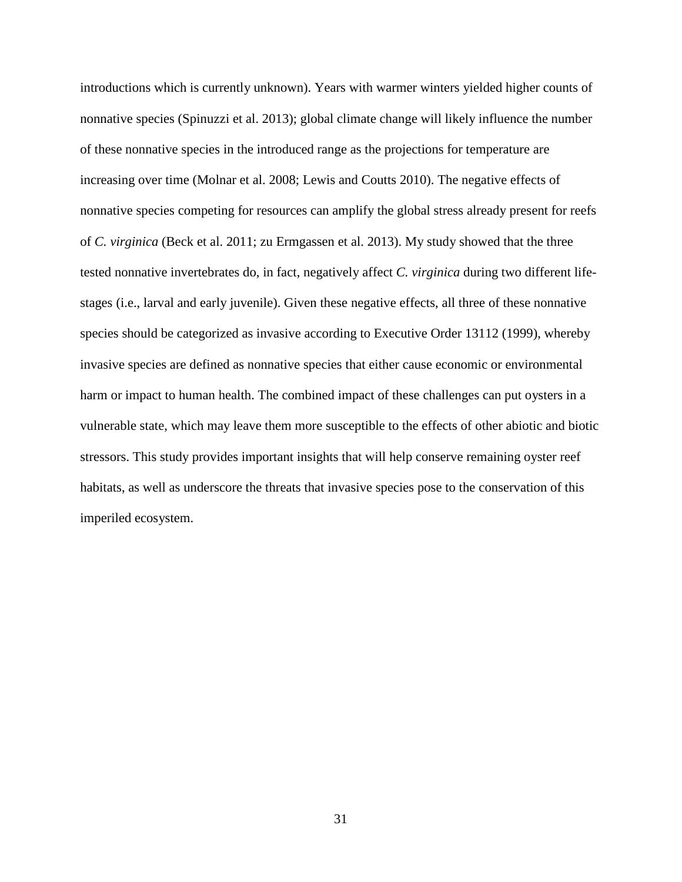introductions which is currently unknown). Years with warmer winters yielded higher counts of nonnative species (Spinuzzi et al. 2013); global climate change will likely influence the number of these nonnative species in the introduced range as the projections for temperature are increasing over time (Molnar et al. 2008; Lewis and Coutts 2010). The negative effects of nonnative species competing for resources can amplify the global stress already present for reefs of *C. virginica* (Beck et al. 2011; zu Ermgassen et al. 2013). My study showed that the three tested nonnative invertebrates do, in fact, negatively affect *C. virginica* during two different life-stages (i.e., larval and early juvenile). Given these negative effects, all three of these nonnative species should be categorized as invasive according to Executive Order 13112 (1999), whereby invasive species are defined as nonnative species that either cause economic or environmental harm or impact to human health. The combined impact of these challenges can put oysters in a vulnerable state, which may leave them more susceptible to the effects of other abiotic and biotic stressors. This study provides important insights that will help conserve remaining oyster reef habitats, as well as underscore the threats that invasive species pose to the conservation of this imperiled ecosystem.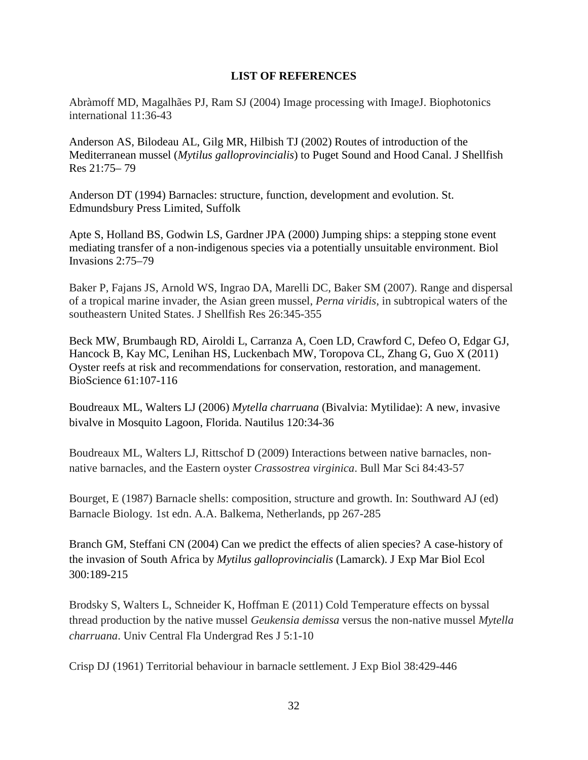# LIST OF REFERENCES

Abràmoff MD, Magalhães PJ, Ram SJ (2004) Image processing with ImageJ. Biophotonics international 11:36-43

Anderson AS, Bilodeau AL, Gilg MR, Hilbish TJ (2002) Routes of introduction of the Mediterranean mussel (*Mytilus galloprovincialis*) to Puget Sound and Hood Canal. J Shellfish Res 21:75– 79

Anderson DT (1994) Barnacles: structure, function, development and evolution. St. Edmundsbury Press Limited, Suffolk

Apte S, Holland BS, Godwin LS, Gardner JPA (2000) Jumping ships: a stepping stone event mediating transfer of a non-indigenous species via a potentially unsuitable environment. Biol Invasions 2:75–79

Baker P, Fajans JS, Arnold WS, Ingrao DA, Marelli DC, Baker SM (2007). Range and dispersal of a tropical marine invader, the Asian green mussel, *Perna viridis*, in subtropical waters of the southeastern United States. J Shellfish Res 26:345-355

Beck MW, Brumbaugh RD, Airoldi L, Carranza A, Coen LD, Crawford C, Defeo O, Edgar GJ, Hancock B, Kay MC, Lenihan HS, Luckenbach MW, Toropova CL, Zhang G, Guo X (2011) Oyster reefs at risk and recommendations for conservation, restoration, and management. BioScience 61:107-116

Boudreaux ML, Walters LJ (2006) *Mytella charruana* (Bivalvia: Mytilidae): A new, invasive bivalve in Mosquito Lagoon, Florida. Nautilus 120:34-36

Boudreaux ML, Walters LJ, Rittschof D (2009) Interactions between native barnacles, non-native barnacles, and the Eastern oyster *Crassostrea virginica*. Bull Mar Sci 84:43-57

Bourget, E (1987) Barnacle shells: composition, structure and growth. In: Southward AJ (ed) Barnacle Biology. 1st edn. A.A. Balkema, Netherlands, pp 267-285

Branch GM, Steffani CN (2004) Can we predict the effects of alien species? A case-history of the invasion of South Africa by *Mytilus galloprovincialis* (Lamarck). J Exp Mar Biol Ecol 300:189-215

Brodsky S, Walters L, Schneider K, Hoffman E (2011) Cold Temperature effects on byssal thread production by the native mussel *Geukensia demissa* versus the non-native mussel *Mytella charruana*. Univ Central Fla Undergrad Res J 5:1-10

Crisp DJ (1961) Territorial behaviour in barnacle settlement. J Exp Biol 38:429-446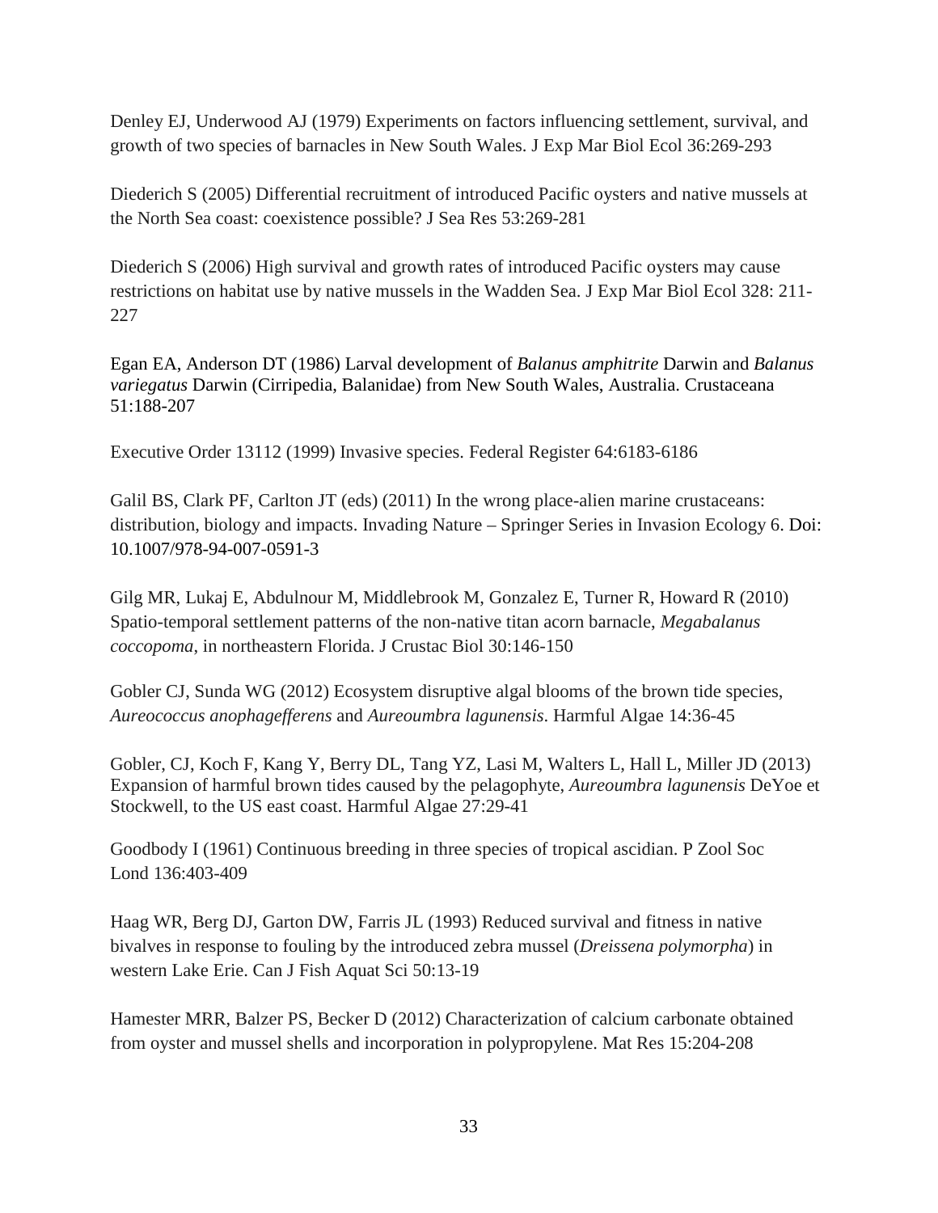Denley EJ, Underwood AJ (1979) Experiments on factors influencing settlement, survival, and growth of two species of barnacles in New South Wales. J Exp Mar Biol Ecol 36:269-293

Diederich S (2005) Differential recruitment of introduced Pacific oysters and native mussels at the North Sea coast: coexistence possible? J Sea Res 53:269-281

Diederich S (2006) High survival and growth rates of introduced Pacific oysters may cause restrictions on habitat use by native mussels in the Wadden Sea. J Exp Mar Biol Ecol 328: 211-227

Egan EA, Anderson DT (1986) Larval development of *Balanus amphitrite* Darwin and *Balanus variegatus* Darwin (Cirripedia, Balanidae) from New South Wales, Australia. Crustaceana 51:188-207

Executive Order 13112 (1999) Invasive species. Federal Register 64:6183-6186

Galil BS, Clark PF, Carlton JT (eds) (2011) In the wrong place-alien marine crustaceans: distribution, biology and impacts. Invading Nature – Springer Series in Invasion Ecology 6. Doi: 10.1007/978-94-007-0591-3

Gilg MR, Lukaj E, Abdulnour M, Middlebrook M, Gonzalez E, Turner R, Howard R (2010) Spatio-temporal settlement patterns of the non-native titan acorn barnacle, *Megabalanus coccopoma*, in northeastern Florida. J Crustac Biol 30:146-150

Gobler CJ, Sunda WG (2012) Ecosystem disruptive algal blooms of the brown tide species, *Aureococcus anophagefferens* and *Aureoumbra lagunensis*. Harmful Algae 14:36-45

Gobler, CJ, Koch F, Kang Y, Berry DL, Tang YZ, Lasi M, Walters L, Hall L, Miller JD (2013) Expansion of harmful brown tides caused by the pelagophyte, *Aureoumbra lagunensis* DeYoe et Stockwell, to the US east coast. Harmful Algae 27:29-41

Goodbody I (1961) Continuous breeding in three species of tropical ascidian. P Zool Soc Lond 136:403-409

Haag WR, Berg DJ, Garton DW, Farris JL (1993) Reduced survival and fitness in native bivalves in response to fouling by the introduced zebra mussel (*Dreissena polymorpha*) in western Lake Erie. Can J Fish Aquat Sci 50:13-19

Hamester MRR, Balzer PS, Becker D (2012) Characterization of calcium carbonate obtained from oyster and mussel shells and incorporation in polypropylene. Mat Res 15:204-208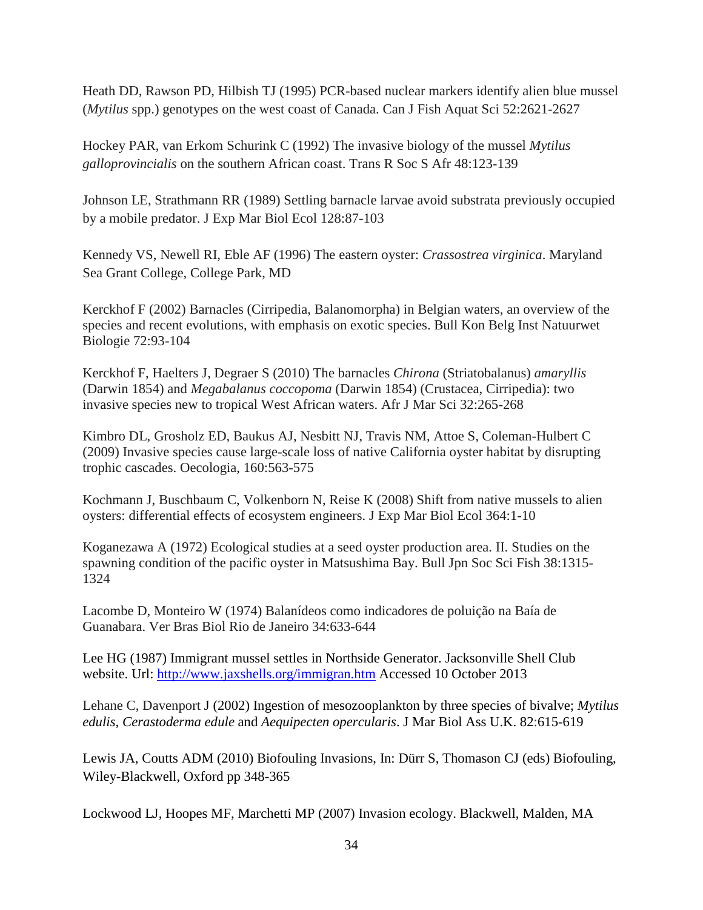Heath DD, Rawson PD, Hilbish TJ (1995) PCR-based nuclear markers identify alien blue mussel (*Mytilus* spp.) genotypes on the west coast of Canada. Can J Fish Aquat Sci 52:2621-2627

Hockey PAR, van Erkom Schurink C (1992) The invasive biology of the mussel *Mytilus galloprovincialis* on the southern African coast. Trans R Soc S Afr 48:123-139

Johnson LE, Strathmann RR (1989) Settling barnacle larvae avoid substrata previously occupied by a mobile predator. J Exp Mar Biol Ecol 128:87-103

Kennedy VS, Newell RI, Eble AF (1996) The eastern oyster: *Crassostrea virginica*. Maryland Sea Grant College, College Park, MD

Kerckhof F (2002) Barnacles (Cirripedia, Balanomorpha) in Belgian waters, an overview of the species and recent evolutions, with emphasis on exotic species. Bull Kon Belg Inst Natuurwet Biologie 72:93-104

Kerckhof F, Haelters J, Degraer S (2010) The barnacles *Chirona* (Striatobalanus) *amaryllis* (Darwin 1854) and *Megabalanus coccopoma* (Darwin 1854) (Crustacea, Cirripedia): two invasive species new to tropical West African waters. Afr J Mar Sci 32:265-268

Kimbro DL, Grosholz ED, Baukus AJ, Nesbitt NJ, Travis NM, Attoe S, Coleman-Hulbert C (2009) Invasive species cause large-scale loss of native California oyster habitat by disrupting trophic cascades. Oecologia, 160:563-575

Kochmann J, Buschbaum C, Volkenborn N, Reise K (2008) Shift from native mussels to alien oysters: differential effects of ecosystem engineers. J Exp Mar Biol Ecol 364:1-10

Koganezawa A (1972) Ecological studies at a seed oyster production area. II. Studies on the spawning condition of the pacific oyster in Matsushima Bay. Bull Jpn Soc Sci Fish 38:1315-1324

Lacombe D, Monteiro W (1974) Balanídeos como indicadores de poluição na Baía de Guanabara. Ver Bras Biol Rio de Janeiro 34:633-644

Lee HG (1987) Immigrant mussel settles in Northside Generator. Jacksonville Shell Club website. Url: http://www.jaxshells.org/immigran.htm Accessed 10 October 2013

Lehane C, Davenport J (2002) Ingestion of mesozooplankton by three species of bivalve; *Mytilus edulis*, *Cerastoderma edule* and *Aequipecten opercularis*. J Mar Biol Ass U.K. 82:615-619

Lewis JA, Coutts ADM (2010) Biofouling Invasions, In: Dürr S, Thomason CJ (eds) Biofouling, Wiley-Blackwell, Oxford pp 348-365

Lockwood LJ, Hoopes MF, Marchetti MP (2007) Invasion ecology. Blackwell, Malden, MA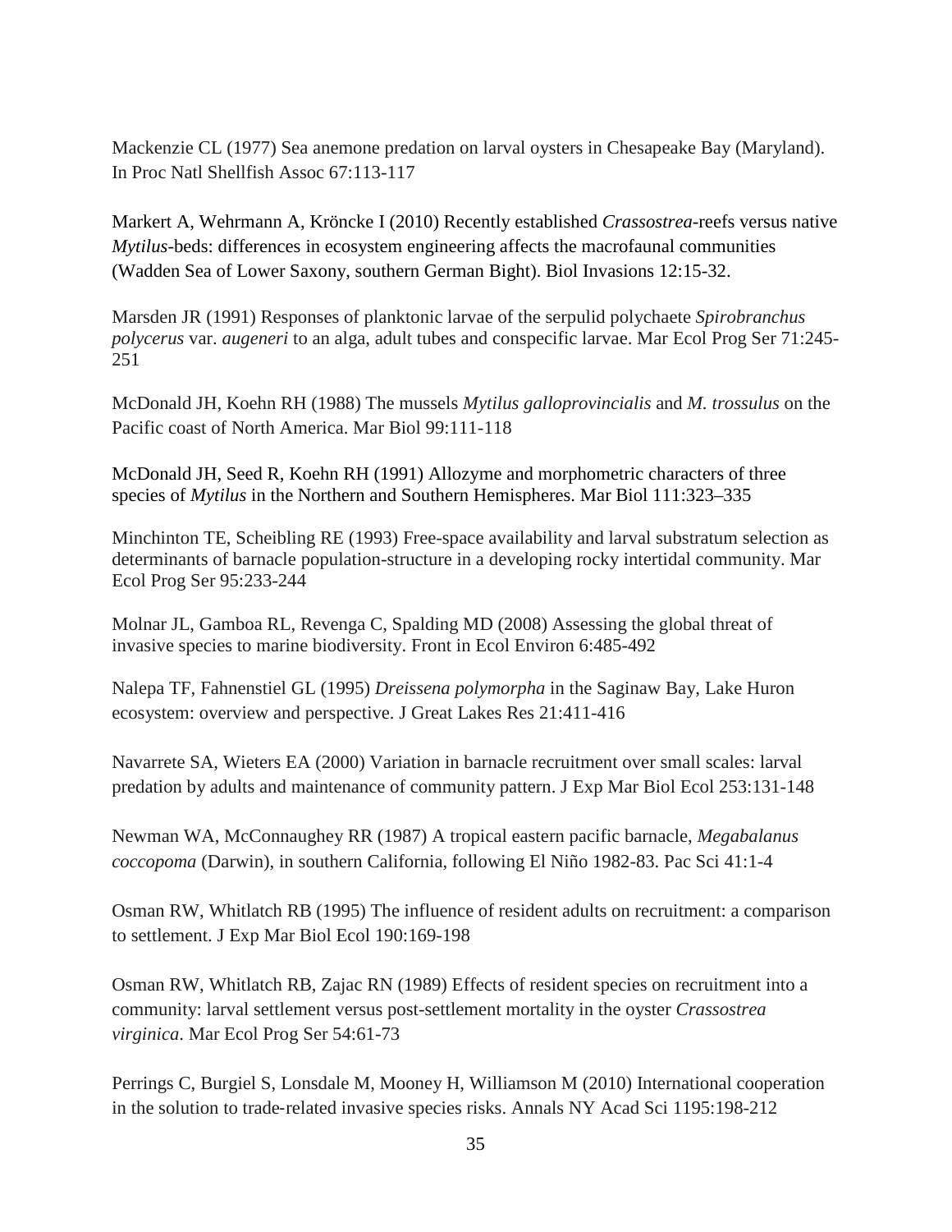Mackenzie CL (1977) Sea anemone predation on larval oysters in Chesapeake Bay (Maryland). In Proc Natl Shellfish Assoc 67:113-117

Markert A, Wehrmann A, Kröncke I (2010) Recently established *Crassostrea*-reefs versus native *Mytilus*-beds: differences in ecosystem engineering affects the macrofaunal communities (Wadden Sea of Lower Saxony, southern German Bight). Biol Invasions 12:15-32.

Marsden JR (1991) Responses of planktonic larvae of the serpulid polychaete *Spirobranchus polycerus* var. *augeneri* to an alga, adult tubes and conspecific larvae. Mar Ecol Prog Ser 71:245-251

McDonald JH, Koehn RH (1988) The mussels *Mytilus galloprovincialis* and *M. trossulus* on the Pacific coast of North America. Mar Biol 99:111-118

McDonald JH, Seed R, Koehn RH (1991) Allozyme and morphometric characters of three species of *Mytilus* in the Northern and Southern Hemispheres. Mar Biol 111:323–335

Minchinton TE, Scheibling RE (1993) Free-space availability and larval substratum selection as determinants of barnacle population-structure in a developing rocky intertidal community. Mar Ecol Prog Ser 95:233-244

Molnar JL, Gamboa RL, Revenga C, Spalding MD (2008) Assessing the global threat of invasive species to marine biodiversity. Front in Ecol Environ 6:485-492

Nalepa TF, Fahnenstiel GL (1995) *Dreissena polymorpha* in the Saginaw Bay, Lake Huron ecosystem: overview and perspective. J Great Lakes Res 21:411-416

Navarrete SA, Wieters EA (2000) Variation in barnacle recruitment over small scales: larval predation by adults and maintenance of community pattern. J Exp Mar Biol Ecol 253:131-148

Newman WA, McConnaughey RR (1987) A tropical eastern pacific barnacle, *Megabalanus coccopoma* (Darwin), in southern California, following El Niño 1982-83. Pac Sci 41:1-4

Osman RW, Whitlatch RB (1995) The influence of resident adults on recruitment: a comparison to settlement. J Exp Mar Biol Ecol 190:169-198

Osman RW, Whitlatch RB, Zajac RN (1989) Effects of resident species on recruitment into a community: larval settlement versus post-settlement mortality in the oyster *Crassostrea virginica*. Mar Ecol Prog Ser 54:61-73

Perrings C, Burgiel S, Lonsdale M, Mooney H, Williamson M (2010) International cooperation in the solution to trade-related invasive species risks. Annals NY Acad Sci 1195:198-212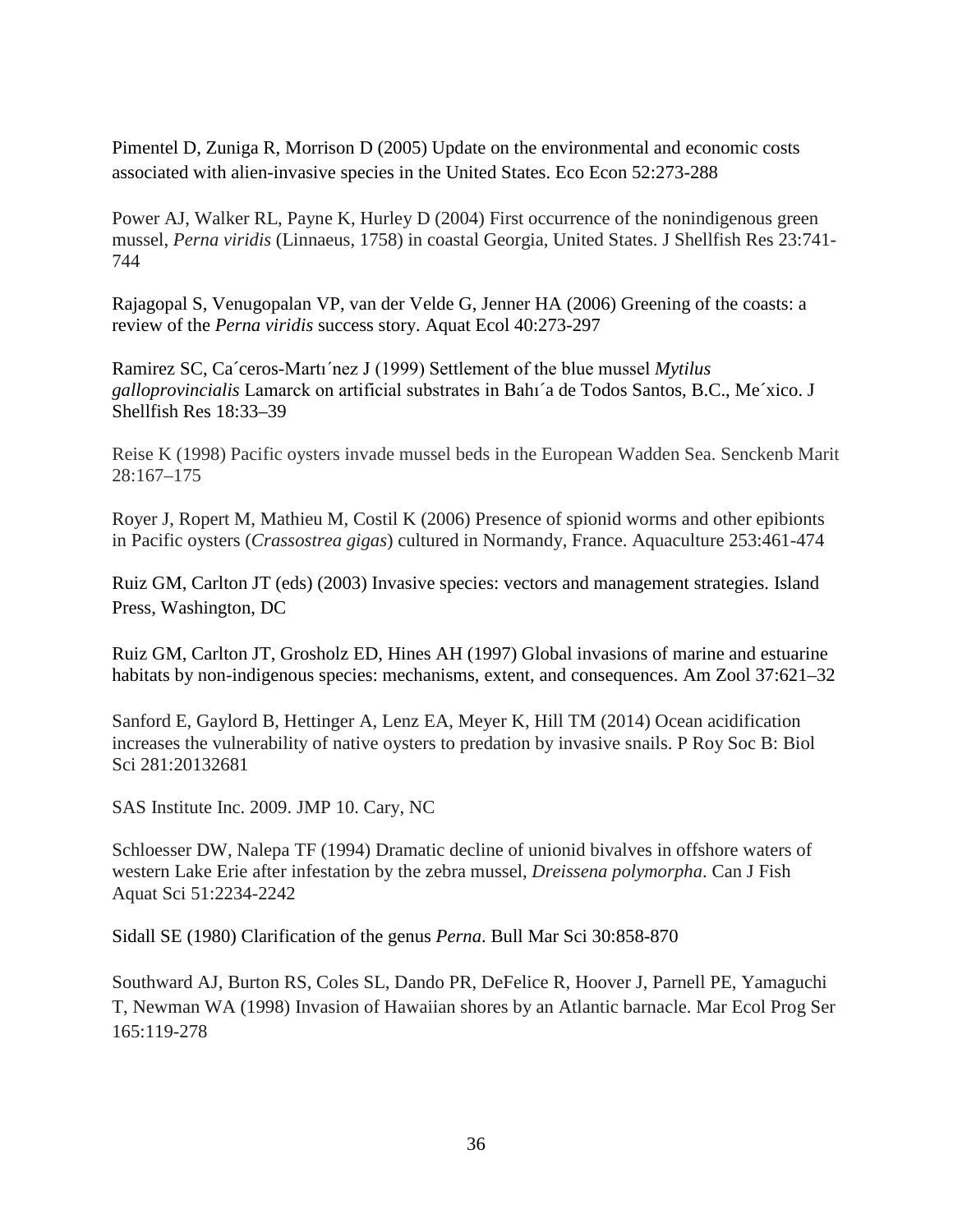Pimentel D, Zuniga R, Morrison D (2005) Update on the environmental and economic costs associated with alien-invasive species in the United States. Eco Econ 52:273-288

Power AJ, Walker RL, Payne K, Hurley D (2004) First occurrence of the nonindigenous green mussel, *Perna viridis* (Linnaeus, 1758) in coastal Georgia, United States. J Shellfish Res 23:741-744

Rajagopal S, Venugopalan VP, van der Velde G, Jenner HA (2006) Greening of the coasts: a review of the *Perna viridis* success story. Aquat Ecol 40:273-297

Ramirez SC, Ca´ceros-Martı´nez J (1999) Settlement of the blue mussel *Mytilus galloprovincialis* Lamarck on artificial substrates in Bahı´a de Todos Santos, B.C., Me´xico. J Shellfish Res 18:33–39

Reise K (1998) Pacific oysters invade mussel beds in the European Wadden Sea. Senckenb Marit 28:167–175

Royer J, Ropert M, Mathieu M, Costil K (2006) Presence of spionid worms and other epibionts in Pacific oysters (*Crassostrea gigas*) cultured in Normandy, France. Aquaculture 253:461-474

Ruiz GM, Carlton JT (eds) (2003) Invasive species: vectors and management strategies. Island Press, Washington, DC

Ruiz GM, Carlton JT, Grosholz ED, Hines AH (1997) Global invasions of marine and estuarine habitats by non-indigenous species: mechanisms, extent, and consequences. Am Zool 37:621–32

Sanford E, Gaylord B, Hettinger A, Lenz EA, Meyer K, Hill TM (2014) Ocean acidification increases the vulnerability of native oysters to predation by invasive snails. P Roy Soc B: Biol Sci 281:20132681

SAS Institute Inc. 2009. JMP 10. Cary, NC

Schloesser DW, Nalepa TF (1994) Dramatic decline of unionid bivalves in offshore waters of western Lake Erie after infestation by the zebra mussel, *Dreissena polymorpha*. Can J Fish Aquat Sci 51:2234-2242

Sidall SE (1980) Clarification of the genus *Perna*. Bull Mar Sci 30:858-870

Southward AJ, Burton RS, Coles SL, Dando PR, DeFelice R, Hoover J, Parnell PE, Yamaguchi T, Newman WA (1998) Invasion of Hawaiian shores by an Atlantic barnacle. Mar Ecol Prog Ser 165:119-278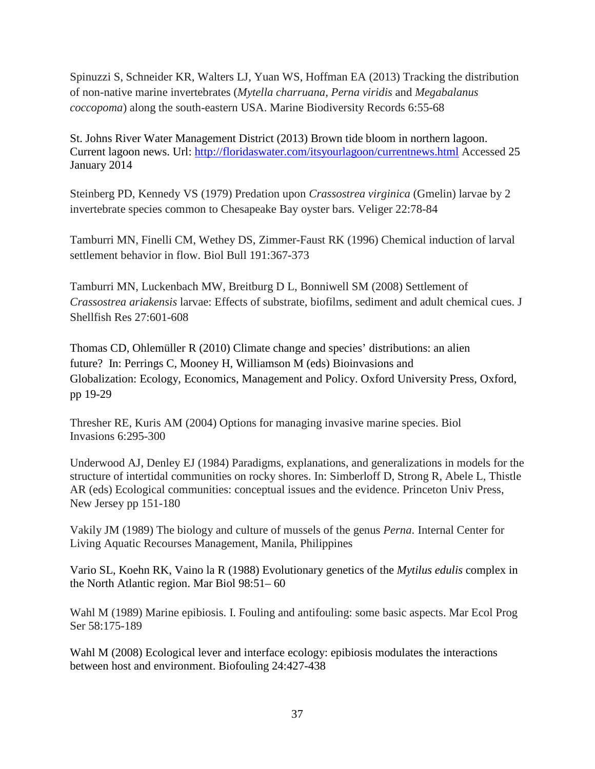Spinuzzi S, Schneider KR, Walters LJ, Yuan WS, Hoffman EA (2013) Tracking the distribution of non-native marine invertebrates (*Mytella charruana*, *Perna viridis* and *Megabalanus coccopoma*) along the south-eastern USA. Marine Biodiversity Records 6:55-68

St. Johns River Water Management District (2013) Brown tide bloom in northern lagoon. Current lagoon news. Url: [http://floridaswater.com/itsyourlagoon/currentnews.html](http://floridaswater.com/itsyourlagoon/currentnews.html) Accessed 25 January 2014

Steinberg PD, Kennedy VS (1979) Predation upon *Crassostrea virginica* (Gmelin) larvae by 2 invertebrate species common to Chesapeake Bay oyster bars. Veliger 22:78-84

Tamburri MN, Finelli CM, Wethey DS, Zimmer-Faust RK (1996) Chemical induction of larval settlement behavior in flow. Biol Bull 191:367-373

Tamburri MN, Luckenbach MW, Breitburg D L, Bonniwell SM (2008) Settlement of *Crassostrea ariakensis* larvae: Effects of substrate, biofilms, sediment and adult chemical cues. J Shellfish Res 27:601-608

Thomas CD, Ohlemüller R (2010) Climate change and species' distributions: an alien future? In: Perrings C, Mooney H, Williamson M (eds) Bioinvasions and Globalization: Ecology, Economics, Management and Policy. Oxford University Press, Oxford, pp 19-29

Thresher RE, Kuris AM (2004) Options for managing invasive marine species. Biol Invasions 6:295-300

Underwood AJ, Denley EJ (1984) Paradigms, explanations, and generalizations in models for the structure of intertidal communities on rocky shores. In: Simberloff D, Strong R, Abele L, Thistle AR (eds) Ecological communities: conceptual issues and the evidence. Princeton Univ Press, New Jersey pp 151-180

Vakily JM (1989) The biology and culture of mussels of the genus *Perna*. Internal Center for Living Aquatic Recourses Management, Manila, Philippines

Vario SL, Koehn RK, Vaino la R (1988) Evolutionary genetics of the *Mytilus edulis* complex in the North Atlantic region. Mar Biol 98:51– 60

Wahl M (1989) Marine epibiosis. I. Fouling and antifouling: some basic aspects. Mar Ecol Prog Ser 58:175-189

Wahl M (2008) Ecological lever and interface ecology: epibiosis modulates the interactions between host and environment. Biofouling 24:427-438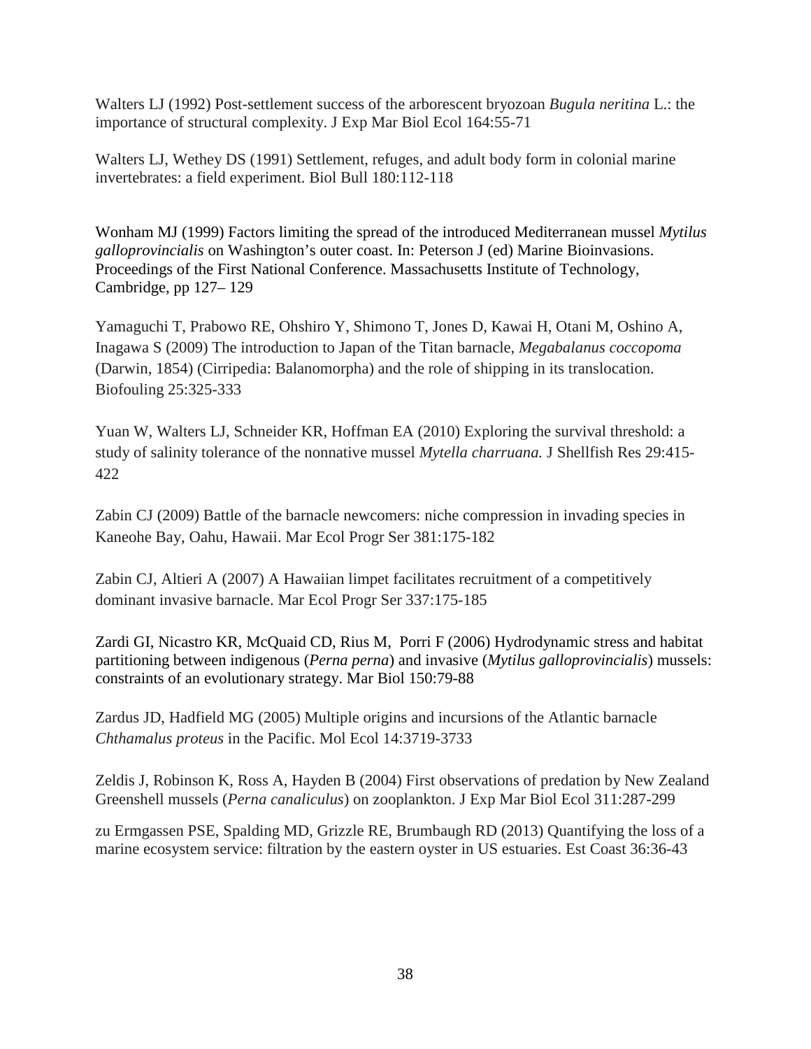Walters LJ (1992) Post-settlement success of the arborescent bryozoan *Bugula neritina* L.: the importance of structural complexity. J Exp Mar Biol Ecol 164:55-71

Walters LJ, Wethey DS (1991) Settlement, refuges, and adult body form in colonial marine invertebrates: a field experiment. Biol Bull 180:112-118

Wonham MJ (1999) Factors limiting the spread of the introduced Mediterranean mussel *Mytilus galloprovincialis* on Washington's outer coast. In: Peterson J (ed) Marine Bioinvasions. Proceedings of the First National Conference. Massachusetts Institute of Technology, Cambridge, pp 127– 129

Yamaguchi T, Prabowo RE, Ohshiro Y, Shimono T, Jones D, Kawai H, Otani M, Oshino A, Inagawa S (2009) The introduction to Japan of the Titan barnacle, *Megabalanus coccopoma* (Darwin, 1854) (Cirripedia: Balanomorpha) and the role of shipping in its translocation. Biofouling 25:325-333

Yuan W, Walters LJ, Schneider KR, Hoffman EA (2010) Exploring the survival threshold: a study of salinity tolerance of the nonnative mussel *Mytella charruana.* J Shellfish Res 29:415-422

Zabin CJ (2009) Battle of the barnacle newcomers: niche compression in invading species in Kaneohe Bay, Oahu, Hawaii. Mar Ecol Progr Ser 381:175-182

Zabin CJ, Altieri A (2007) A Hawaiian limpet facilitates recruitment of a competitively dominant invasive barnacle. Mar Ecol Progr Ser 337:175-185

Zardi GI, Nicastro KR, McQuaid CD, Rius M, Porri F (2006) Hydrodynamic stress and habitat partitioning between indigenous (*Perna perna*) and invasive (*Mytilus galloprovincialis*) mussels: constraints of an evolutionary strategy. Mar Biol 150:79-88

Zardus JD, Hadfield MG (2005) Multiple origins and incursions of the Atlantic barnacle *Chthamalus proteus* in the Pacific. Mol Ecol 14:3719-3733

Zeldis J, Robinson K, Ross A, Hayden B (2004) First observations of predation by New Zealand Greenshell mussels (*Perna canaliculus*) on zooplankton. J Exp Mar Biol Ecol 311:287-299

zu Ermgassen PSE, Spalding MD, Grizzle RE, Brumbaugh RD (2013) Quantifying the loss of a marine ecosystem service: filtration by the eastern oyster in US estuaries. Est Coast 36:36-43